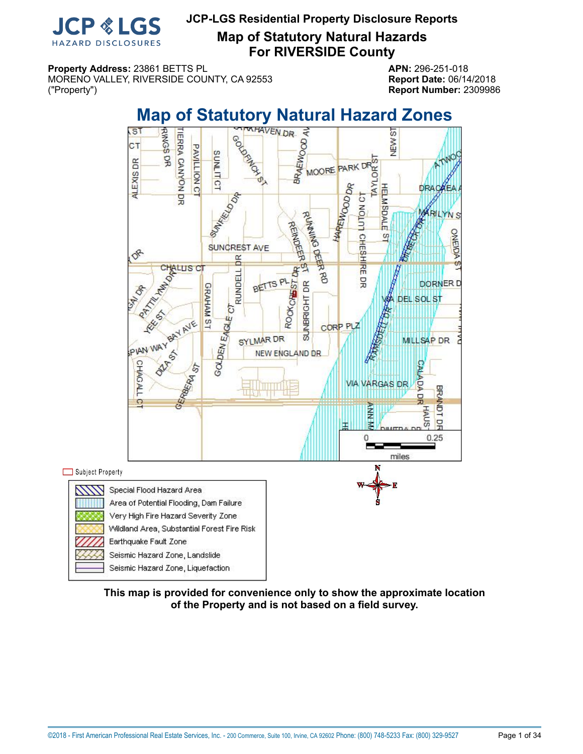# JCP-LGS Residential Property Disclosure Reports

## Map of Statutory Natural Hazards For RIVERSIDE County

**Property Address:** 23861 BETTS PL
MORENO VALLEY, RIVERSIDE COUNTY, CA 92553
("Property")

**APN:** 296-251-018
**Report Date:** 06/14/2018
**Report Number:** 2309986

## Map of Statutory Natural Hazard Zones

Subject Property

- Special Flood Hazard Area
- Area of Potential Flooding, Dam Failure
- Very High Fire Hazard Severity Zone
- Wildland Area, Substantial Forest Fire Risk
- Earthquake Fault Zone
- Seismic Hazard Zone, Landslide
- Seismic Hazard Zone, Liquefaction

**This map is provided for convenience only to show the approximate location of the Property and is not based on a field survey.**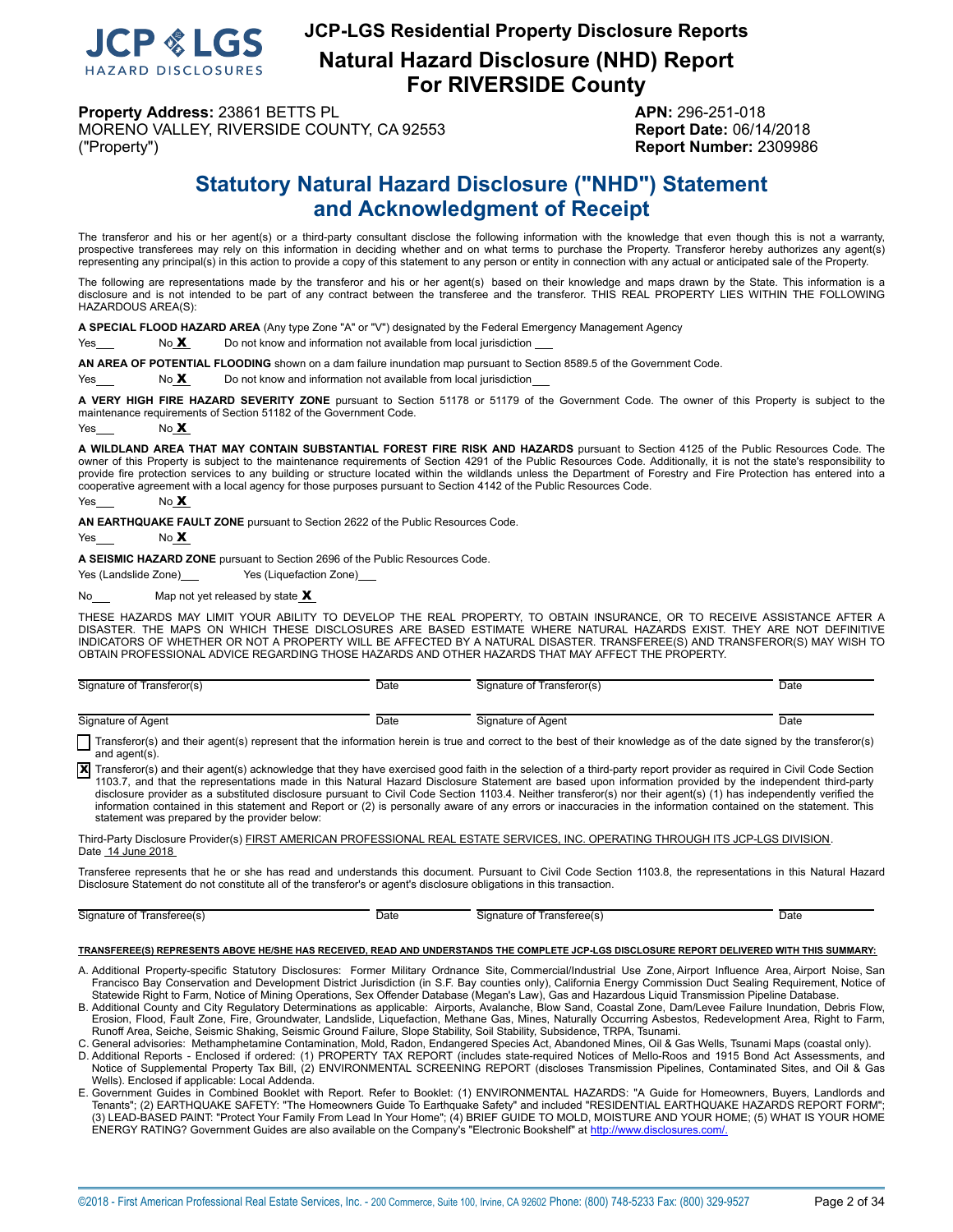# JCP-LGS Residential Property Disclosure Reports

## Natural Hazard Disclosure (NHD) Report For RIVERSIDE County

**Property Address:** 23861 BETTS PL
MORENO VALLEY, RIVERSIDE COUNTY, CA 92553
("Property")

**APN:** 296-251-018
**Report Date:** 06/14/2018
**Report Number:** 2309986

## Statutory Natural Hazard Disclosure ("NHD") Statement and Acknowledgment of Receipt

The transferor and his or her agent(s) or a third-party consultant disclose the following information with the knowledge that even though this is not a warranty, prospective transferees may rely on this information in deciding whether and on what terms to purchase the Property. Transferor hereby authorizes any agent(s) representing any principal(s) in this action to provide a copy of this statement to any person or entity in connection with any actual or anticipated sale of the Property.

The following are representations made by the transferor and his or her agent(s) based on their knowledge and maps drawn by the State. This information is a disclosure and is not intended to be part of any contract between the transferee and the transferor. THIS REAL PROPERTY LIES WITHIN THE FOLLOWING HAZARDOUS AREA(S):

**A SPECIAL FLOOD HAZARD AREA** (Any type Zone "A" or "V") designated by the Federal Emergency Management Agency

Yes___ No **X** Do not know and information not available from local jurisdiction ___

**AN AREA OF POTENTIAL FLOODING** shown on a dam failure inundation map pursuant to Section 8589.5 of the Government Code.

Yes___ No **X** Do not know and information not available from local jurisdiction ___

**A VERY HIGH FIRE HAZARD SEVERITY ZONE** pursuant to Section 51178 or 51179 of the Government Code. The owner of this Property is subject to the maintenance requirements of Section 51182 of the Government Code.

Yes___ No **X**

**A WILDLAND AREA THAT MAY CONTAIN SUBSTANTIAL FOREST FIRE RISK AND HAZARDS** pursuant to Section 4125 of the Public Resources Code. The owner of this Property is subject to the maintenance requirements of Section 4291 of the Public Resources Code. Additionally, it is not the state's responsibility to provide fire protection services to any building or structure located within the wildlands unless the Department of Forestry and Fire Protection has entered into a cooperative agreement with a local agency for those purposes pursuant to Section 4142 of the Public Resources Code.

Yes___ No **X**

**AN EARTHQUAKE FAULT ZONE** pursuant to Section 2622 of the Public Resources Code.

Yes___ No **X**

**A SEISMIC HAZARD ZONE** pursuant to Section 2696 of the Public Resources Code.

Yes (Landslide Zone)___ Yes (Liquefaction Zone)___

No___ Map not yet released by state **X**

THESE HAZARDS MAY LIMIT YOUR ABILITY TO DEVELOP THE REAL PROPERTY, TO OBTAIN INSURANCE, OR TO RECEIVE ASSISTANCE AFTER A DISASTER. THE MAPS ON WHICH THESE DISCLOSURES ARE BASED ESTIMATE WHERE NATURAL HAZARDS EXIST. THEY ARE NOT DEFINITIVE INDICATORS OF WHETHER OR NOT A PROPERTY WILL BE AFFECTED BY A NATURAL DISASTER. TRANSFEREE(S) AND TRANSFEROR(S) MAY WISH TO OBTAIN PROFESSIONAL ADVICE REGARDING THOSE HAZARDS AND OTHER HAZARDS THAT MAY AFFECT THE PROPERTY.

| Signature of Transferor(s) | Date | Signature of Transferor(s) | Date |
|---|---|---|---|
| Signature of Agent | Date | Signature of Agent | Date |

☐ Transferor(s) and their agent(s) represent that the information herein is true and correct to the best of their knowledge as of the date signed by the transferor(s) and agent(s).

☒ Transferor(s) and their agent(s) acknowledge that they have exercised good faith in the selection of a third-party report provider as required in Civil Code Section 1103.7, and that the representations made in this Natural Hazard Disclosure Statement are based upon information provided by the independent third-party disclosure provider as a substituted disclosure pursuant to Civil Code Section 1103.4. Neither transferor(s) nor their agent(s) (1) has independently verified the information contained in this statement and Report or (2) is personally aware of any errors or inaccuracies in the information contained on the statement. This statement was prepared by the provider below:

Third-Party Disclosure Provider(s) FIRST AMERICAN PROFESSIONAL REAL ESTATE SERVICES, INC. OPERATING THROUGH ITS JCP-LGS DIVISION.
Date 14 June 2018

Transferee represents that he or she has read and understands this document. Pursuant to Civil Code Section 1103.8, the representations in this Natural Hazard Disclosure Statement do not constitute all of the transferor's or agent's disclosure obligations in this transaction.

| Signature of Transferee(s) | Date | Signature of Transferee(s) | Date |
|---|---|---|---|

**TRANSFEREE(S) REPRESENTS ABOVE HE/SHE HAS RECEIVED, READ AND UNDERSTANDS THE COMPLETE JCP-LGS DISCLOSURE REPORT DELIVERED WITH THIS SUMMARY:**

A. Additional Property-specific Statutory Disclosures: Former Military Ordnance Site, Commercial/Industrial Use Zone, Airport Influence Area, Airport Noise, San Francisco Bay Conservation and Development District Jurisdiction (in S.F. Bay counties only), California Energy Commission Duct Sealing Requirement, Notice of Statewide Right to Farm, Notice of Mining Operations, Sex Offender Database (Megan's Law), Gas and Hazardous Liquid Transmission Pipeline Database.
B. Additional County and City Regulatory Determinations as applicable: Airports, Avalanche, Blow Sand, Coastal Zone, Dam/Levee Failure Inundation, Debris Flow, Erosion, Flood, Fault Zone, Fire, Groundwater, Landslide, Liquefaction, Methane Gas, Mines, Naturally Occurring Asbestos, Redevelopment Area, Right to Farm, Runoff Area, Seiche, Seismic Shaking, Seismic Ground Failure, Slope Stability, Soil Stability, Subsidence, TRPA, Tsunami.
C. General advisories: Methamphetamine Contamination, Mold, Radon, Endangered Species Act, Abandoned Mines, Oil & Gas Wells, Tsunami Maps (coastal only).
D. Additional Reports - Enclosed if ordered: (1) PROPERTY TAX REPORT (includes state-required Notices of Mello-Roos and 1915 Bond Act Assessments, and Notice of Supplemental Property Tax Bill, (2) ENVIRONMENTAL SCREENING REPORT (discloses Transmission Pipelines, Contaminated Sites, and Oil & Gas Wells). Enclosed if applicable: Local Addenda.
E. Government Guides in Combined Booklet with Report. Refer to Booklet: (1) ENVIRONMENTAL HAZARDS: "A Guide for Homeowners, Buyers, Landlords and Tenants"; (2) EARTHQUAKE SAFETY: "The Homeowners Guide To Earthquake Safety" and included "RESIDENTIAL EARTHQUAKE HAZARDS REPORT FORM"; (3) LEAD-BASED PAINT: "Protect Your Family From Lead In Your Home"; (4) BRIEF GUIDE TO MOLD, MOISTURE AND YOUR HOME; (5) WHAT IS YOUR HOME ENERGY RATING? Government Guides are also available on the Company's "Electronic Bookshelf" at http://www.disclosures.com/.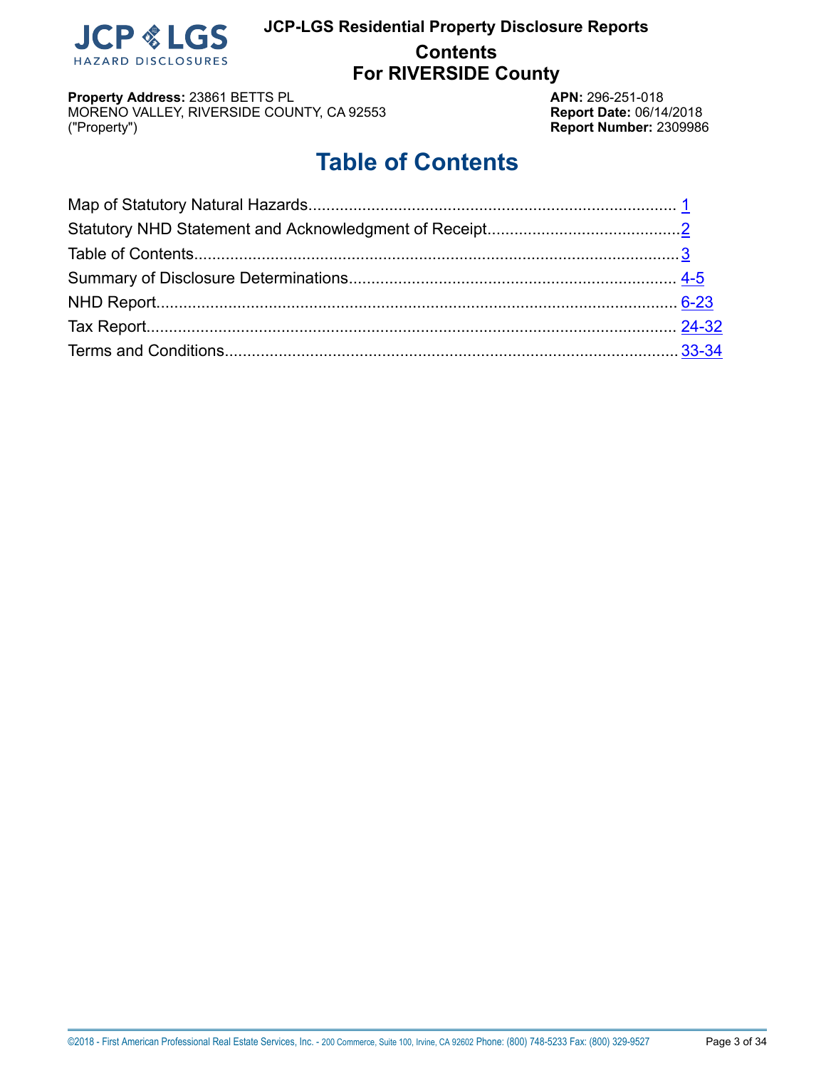**JCP-LGS Residential Property Disclosure Reports**

**Contents**
**For RIVERSIDE County**

**Property Address:** 23861 BETTS PL
MORENO VALLEY, RIVERSIDE COUNTY, CA 92553
("Property")

**APN:** 296-251-018
**Report Date:** 06/14/2018
**Report Number:** 2309986

# Table of Contents

Map of Statutory Natural Hazards........................................................ 1
Statutory NHD Statement and Acknowledgment of Receipt.......................... 2
Table of Contents.................................................................................. 3
Summary of Disclosure Determinations..................................................... 4-5
NHD Report.......................................................................................... 6-23
Tax Report........................................................................................... 24-32
Terms and Conditions.............................................................................. 33-34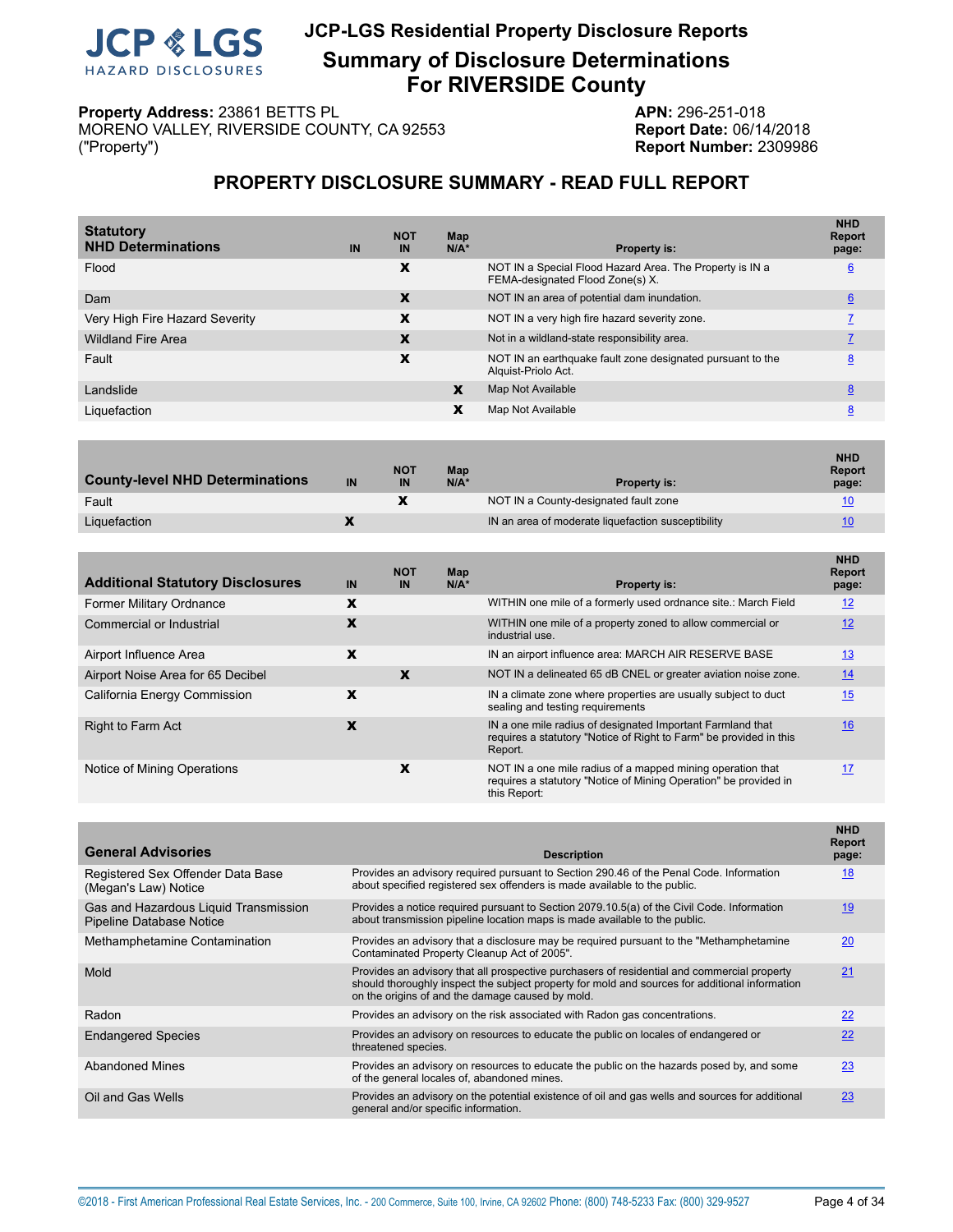# JCP-LGS Residential Property Disclosure Reports

## Summary of Disclosure Determinations For RIVERSIDE County

**Property Address:** 23861 BETTS PL
MORENO VALLEY, RIVERSIDE COUNTY, CA 92553
("Property")

**APN:** 296-251-018
**Report Date:** 06/14/2018
**Report Number:** 2309986

## PROPERTY DISCLOSURE SUMMARY - READ FULL REPORT

| Statutory NHD Determinations | IN | NOT IN | Map N/A* | Property is: | NHD Report page: |
|---|---|---|---|---|---|
| Flood | | X | | NOT IN a Special Flood Hazard Area. The Property is IN a FEMA-designated Flood Zone(s) X. | 6 |
| Dam | | X | | NOT IN an area of potential dam inundation. | 6 |
| Very High Fire Hazard Severity | | X | | NOT IN a very high fire hazard severity zone. | 7 |
| Wildland Fire Area | | X | | Not in a wildland-state responsibility area. | 7 |
| Fault | | X | | NOT IN an earthquake fault zone designated pursuant to the Alquist-Priolo Act. | 8 |
| Landslide | | | X | Map Not Available | 8 |
| Liquefaction | | | X | Map Not Available | 8 |

| County-level NHD Determinations | IN | NOT IN | Map N/A* | Property is: | NHD Report page: |
|---|---|---|---|---|---|
| Fault | | X | | NOT IN a County-designated fault zone | 10 |
| Liquefaction | X | | | IN an area of moderate liquefaction susceptibility | 10 |

| Additional Statutory Disclosures | IN | NOT IN | Map N/A* | Property is: | NHD Report page: |
|---|---|---|---|---|---|
| Former Military Ordnance | X | | | WITHIN one mile of a formerly used ordnance site.: March Field | 12 |
| Commercial or Industrial | X | | | WITHIN one mile of a property zoned to allow commercial or industrial use. | 12 |
| Airport Influence Area | X | | | IN an airport influence area: MARCH AIR RESERVE BASE | 13 |
| Airport Noise Area for 65 Decibel | | X | | NOT IN a delineated 65 dB CNEL or greater aviation noise zone. | 14 |
| California Energy Commission | X | | | IN a climate zone where properties are usually subject to duct sealing and testing requirements | 15 |
| Right to Farm Act | X | | | IN a one mile radius of designated Important Farmland that requires a statutory "Notice of Right to Farm" be provided in this Report. | 16 |
| Notice of Mining Operations | | X | | NOT IN a one mile radius of a mapped mining operation that requires a statutory "Notice of Mining Operation" be provided in this Report: | 17 |

| General Advisories | Description | NHD Report page: |
|---|---|---|
| Registered Sex Offender Data Base (Megan's Law) Notice | Provides an advisory required pursuant to Section 290.46 of the Penal Code. Information about specified registered sex offenders is made available to the public. | 18 |
| Gas and Hazardous Liquid Transmission Pipeline Database Notice | Provides a notice required pursuant to Section 2079.10.5(a) of the Civil Code. Information about transmission pipeline location maps is made available to the public. | 19 |
| Methamphetamine Contamination | Provides an advisory that a disclosure may be required pursuant to the "Methamphetamine Contaminated Property Cleanup Act of 2005". | 20 |
| Mold | Provides an advisory that all prospective purchasers of residential and commercial property should thoroughly inspect the subject property for mold and sources for additional information on the origins of and the damage caused by mold. | 21 |
| Radon | Provides an advisory on the risk associated with Radon gas concentrations. | 22 |
| Endangered Species | Provides an advisory on resources to educate the public on locales of endangered or threatened species. | 22 |
| Abandoned Mines | Provides an advisory on resources to educate the public on the hazards posed by, and some of the general locales of, abandoned mines. | 23 |
| Oil and Gas Wells | Provides an advisory on the potential existence of oil and gas wells and sources for additional general and/or specific information. | 23 |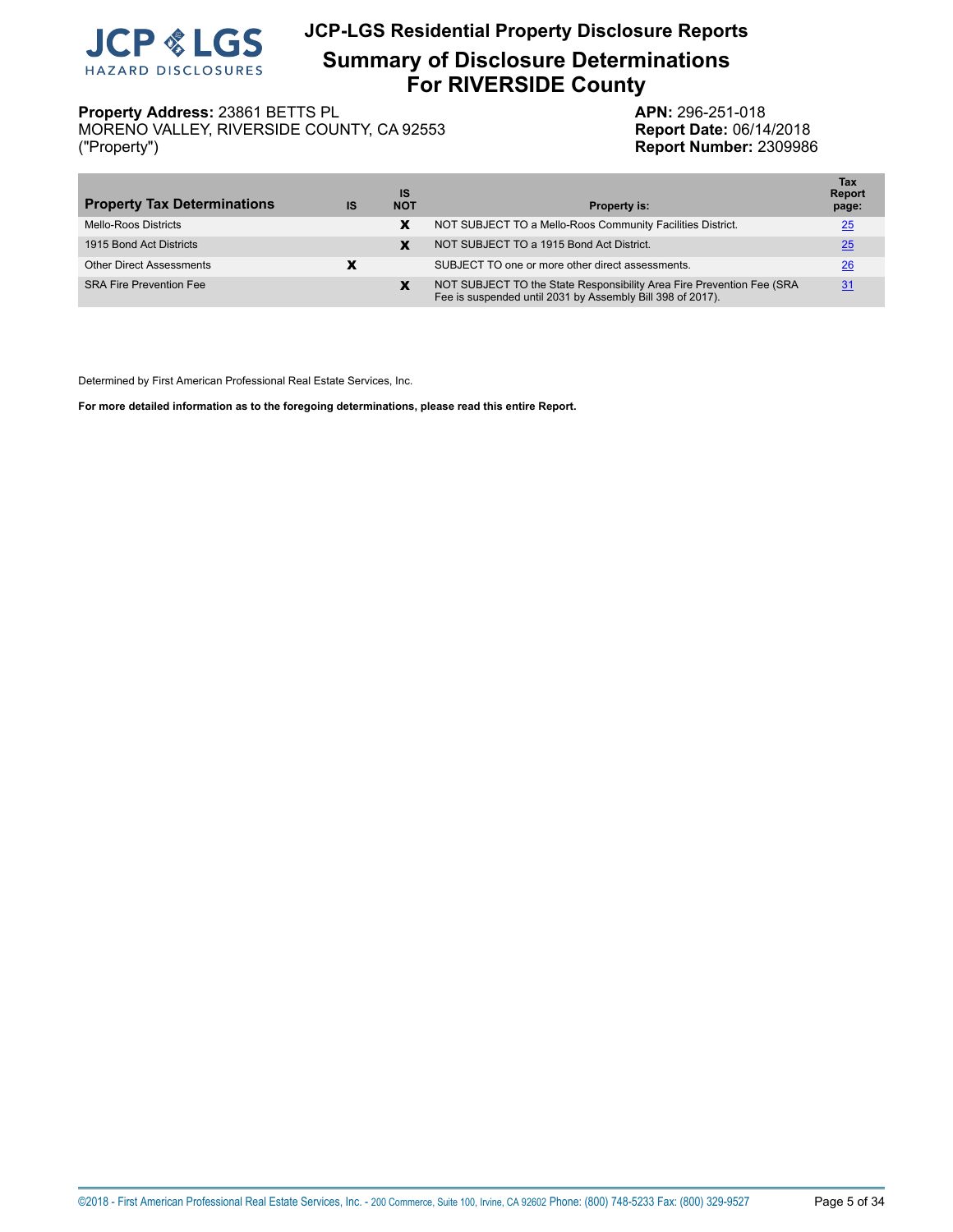# JCP-LGS Residential Property Disclosure Reports

## Summary of Disclosure Determinations For RIVERSIDE County

**Property Address:** 23861 BETTS PL
MORENO VALLEY, RIVERSIDE COUNTY, CA 92553
("Property")

**APN:** 296-251-018
**Report Date:** 06/14/2018
**Report Number:** 2309986

| Property Tax Determinations | IS | IS NOT | Property is: | Tax Report page: |
|---|---|---|---|---|
| Mello-Roos Districts | | X | NOT SUBJECT TO a Mello-Roos Community Facilities District. | 25 |
| 1915 Bond Act Districts | | X | NOT SUBJECT TO a 1915 Bond Act District. | 25 |
| Other Direct Assessments | X | | SUBJECT TO one or more other direct assessments. | 26 |
| SRA Fire Prevention Fee | | X | NOT SUBJECT TO the State Responsibility Area Fire Prevention Fee (SRA Fee is suspended until 2031 by Assembly Bill 398 of 2017). | 31 |

Determined by First American Professional Real Estate Services, Inc.

**For more detailed information as to the foregoing determinations, please read this entire Report.**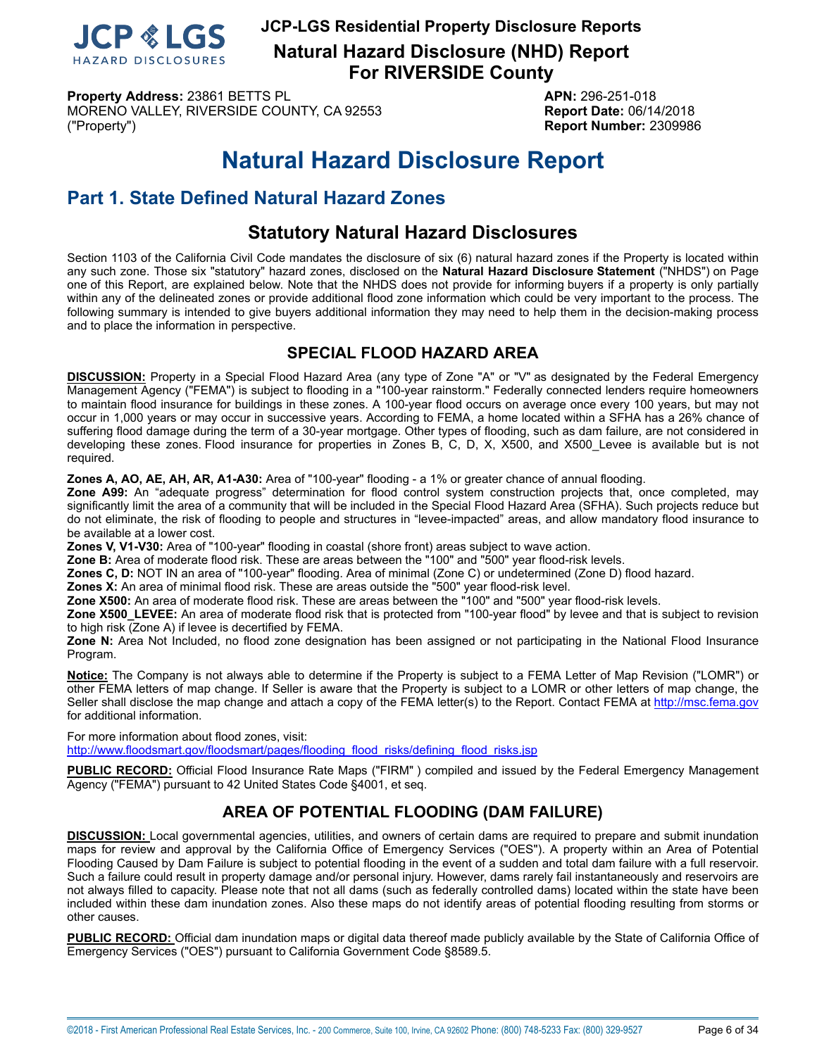# JCP-LGS Residential Property Disclosure Reports

## Natural Hazard Disclosure (NHD) Report For RIVERSIDE County

**Property Address:** 23861 BETTS PL
MORENO VALLEY, RIVERSIDE COUNTY, CA 92553
("Property")

**APN:** 296-251-018
**Report Date:** 06/14/2018
**Report Number:** 2309986

# Natural Hazard Disclosure Report

## Part 1. State Defined Natural Hazard Zones

### Statutory Natural Hazard Disclosures

Section 1103 of the California Civil Code mandates the disclosure of six (6) natural hazard zones if the Property is located within any such zone. Those six "statutory" hazard zones, disclosed on the **Natural Hazard Disclosure Statement** ("NHDS") on Page one of this Report, are explained below. Note that the NHDS does not provide for informing buyers if a property is only partially within any of the delineated zones or provide additional flood zone information which could be very important to the process. The following summary is intended to give buyers additional information they may need to help them in the decision-making process and to place the information in perspective.

### SPECIAL FLOOD HAZARD AREA

**DISCUSSION:** Property in a Special Flood Hazard Area (any type of Zone "A" or "V" as designated by the Federal Emergency Management Agency ("FEMA") is subject to flooding in a "100-year rainstorm." Federally connected lenders require homeowners to maintain flood insurance for buildings in these zones. A 100-year flood occurs on average once every 100 years, but may not occur in 1,000 years or may occur in successive years. According to FEMA, a home located within a SFHA has a 26% chance of suffering flood damage during the term of a 30-year mortgage. Other types of flooding, such as dam failure, are not considered in developing these zones. Flood insurance for properties in Zones B, C, D, X, X500, and X500_Levee is available but is not required.

**Zones A, AO, AE, AH, AR, A1-A30:** Area of "100-year" flooding - a 1% or greater chance of annual flooding.
**Zone A99:** An "adequate progress" determination for flood control system construction projects that, once completed, may significantly limit the area of a community that will be included in the Special Flood Hazard Area (SFHA). Such projects reduce but do not eliminate, the risk of flooding to people and structures in "levee-impacted" areas, and allow mandatory flood insurance to be available at a lower cost.
**Zones V, V1-V30:** Area of "100-year" flooding in coastal (shore front) areas subject to wave action.
**Zone B:** Area of moderate flood risk. These are areas between the "100" and "500" year flood-risk levels.
**Zones C, D:** NOT IN an area of "100-year" flooding. Area of minimal (Zone C) or undetermined (Zone D) flood hazard.
**Zones X:** An area of minimal flood risk. These are areas outside the "500" year flood-risk level.
**Zone X500:** An area of moderate flood risk. These are areas between the "100" and "500" year flood-risk levels.
**Zone X500_LEVEE:** An area of moderate flood risk that is protected from "100-year flood" by levee and that is subject to revision to high risk (Zone A) if levee is decertified by FEMA.
**Zone N:** Area Not Included, no flood zone designation has been assigned or not participating in the National Flood Insurance Program.

**Notice:** The Company is not always able to determine if the Property is subject to a FEMA Letter of Map Revision ("LOMR") or other FEMA letters of map change. If Seller is aware that the Property is subject to a LOMR or other letters of map change, the Seller shall disclose the map change and attach a copy of the FEMA letter(s) to the Report. Contact FEMA at http://msc.fema.gov for additional information.

For more information about flood zones, visit:
http://www.floodsmart.gov/floodsmart/pages/flooding_flood_risks/defining_flood_risks.jsp

**PUBLIC RECORD:** Official Flood Insurance Rate Maps ("FIRM" ) compiled and issued by the Federal Emergency Management Agency ("FEMA") pursuant to 42 United States Code §4001, et seq.

### AREA OF POTENTIAL FLOODING (DAM FAILURE)

**DISCUSSION:** Local governmental agencies, utilities, and owners of certain dams are required to prepare and submit inundation maps for review and approval by the California Office of Emergency Services ("OES"). A property within an Area of Potential Flooding Caused by Dam Failure is subject to potential flooding in the event of a sudden and total dam failure with a full reservoir. Such a failure could result in property damage and/or personal injury. However, dams rarely fail instantaneously and reservoirs are not always filled to capacity. Please note that not all dams (such as federally controlled dams) located within the state have been included within these dam inundation zones. Also these maps do not identify areas of potential flooding resulting from storms or other causes.

**PUBLIC RECORD:** Official dam inundation maps or digital data thereof made publicly available by the State of California Office of Emergency Services ("OES") pursuant to California Government Code §8589.5.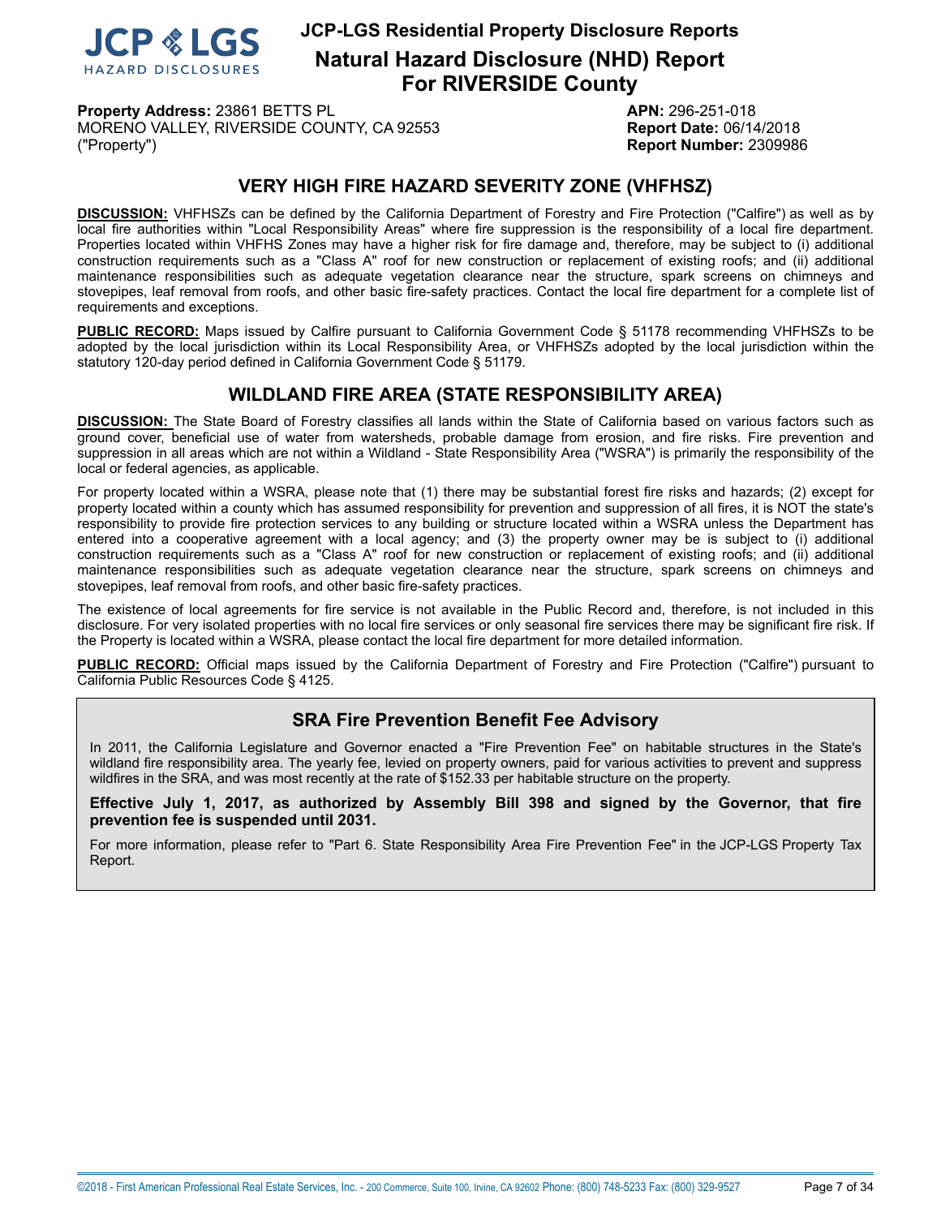# JCP-LGS Residential Property Disclosure Reports

## Natural Hazard Disclosure (NHD) Report For RIVERSIDE County

**Property Address:** 23861 BETTS PL
MORENO VALLEY, RIVERSIDE COUNTY, CA 92553
("Property")

**APN:** 296-251-018
**Report Date:** 06/14/2018
**Report Number:** 2309986

## VERY HIGH FIRE HAZARD SEVERITY ZONE (VHFHSZ)

**DISCUSSION:** VHFHSZs can be defined by the California Department of Forestry and Fire Protection ("Calfire") as well as by local fire authorities within "Local Responsibility Areas" where fire suppression is the responsibility of a local fire department. Properties located within VHFHS Zones may have a higher risk for fire damage and, therefore, may be subject to (i) additional construction requirements such as a "Class A" roof for new construction or replacement of existing roofs; and (ii) additional maintenance responsibilities such as adequate vegetation clearance near the structure, spark screens on chimneys and stovepipes, leaf removal from roofs, and other basic fire-safety practices. Contact the local fire department for a complete list of requirements and exceptions.

**PUBLIC RECORD:** Maps issued by Calfire pursuant to California Government Code § 51178 recommending VHFHSZs to be adopted by the local jurisdiction within its Local Responsibility Area, or VHFHSZs adopted by the local jurisdiction within the statutory 120-day period defined in California Government Code § 51179.

## WILDLAND FIRE AREA (STATE RESPONSIBILITY AREA)

**DISCUSSION:** The State Board of Forestry classifies all lands within the State of California based on various factors such as ground cover, beneficial use of water from watersheds, probable damage from erosion, and fire risks. Fire prevention and suppression in all areas which are not within a Wildland - State Responsibility Area ("WSRA") is primarily the responsibility of the local or federal agencies, as applicable.

For property located within a WSRA, please note that (1) there may be substantial forest fire risks and hazards; (2) except for property located within a county which has assumed responsibility for prevention and suppression of all fires, it is NOT the state's responsibility to provide fire protection services to any building or structure located within a WSRA unless the Department has entered into a cooperative agreement with a local agency; and (3) the property owner may be is subject to (i) additional construction requirements such as a "Class A" roof for new construction or replacement of existing roofs; and (ii) additional maintenance responsibilities such as adequate vegetation clearance near the structure, spark screens on chimneys and stovepipes, leaf removal from roofs, and other basic fire-safety practices.

The existence of local agreements for fire service is not available in the Public Record and, therefore, is not included in this disclosure. For very isolated properties with no local fire services or only seasonal fire services there may be significant fire risk. If the Property is located within a WSRA, please contact the local fire department for more detailed information.

**PUBLIC RECORD:** Official maps issued by the California Department of Forestry and Fire Protection ("Calfire") pursuant to California Public Resources Code § 4125.

### SRA Fire Prevention Benefit Fee Advisory

In 2011, the California Legislature and Governor enacted a "Fire Prevention Fee" on habitable structures in the State's wildland fire responsibility area. The yearly fee, levied on property owners, paid for various activities to prevent and suppress wildfires in the SRA, and was most recently at the rate of $152.33 per habitable structure on the property.

**Effective July 1, 2017, as authorized by Assembly Bill 398 and signed by the Governor, that fire prevention fee is suspended until 2031.**

For more information, please refer to "Part 6. State Responsibility Area Fire Prevention Fee" in the JCP-LGS Property Tax Report.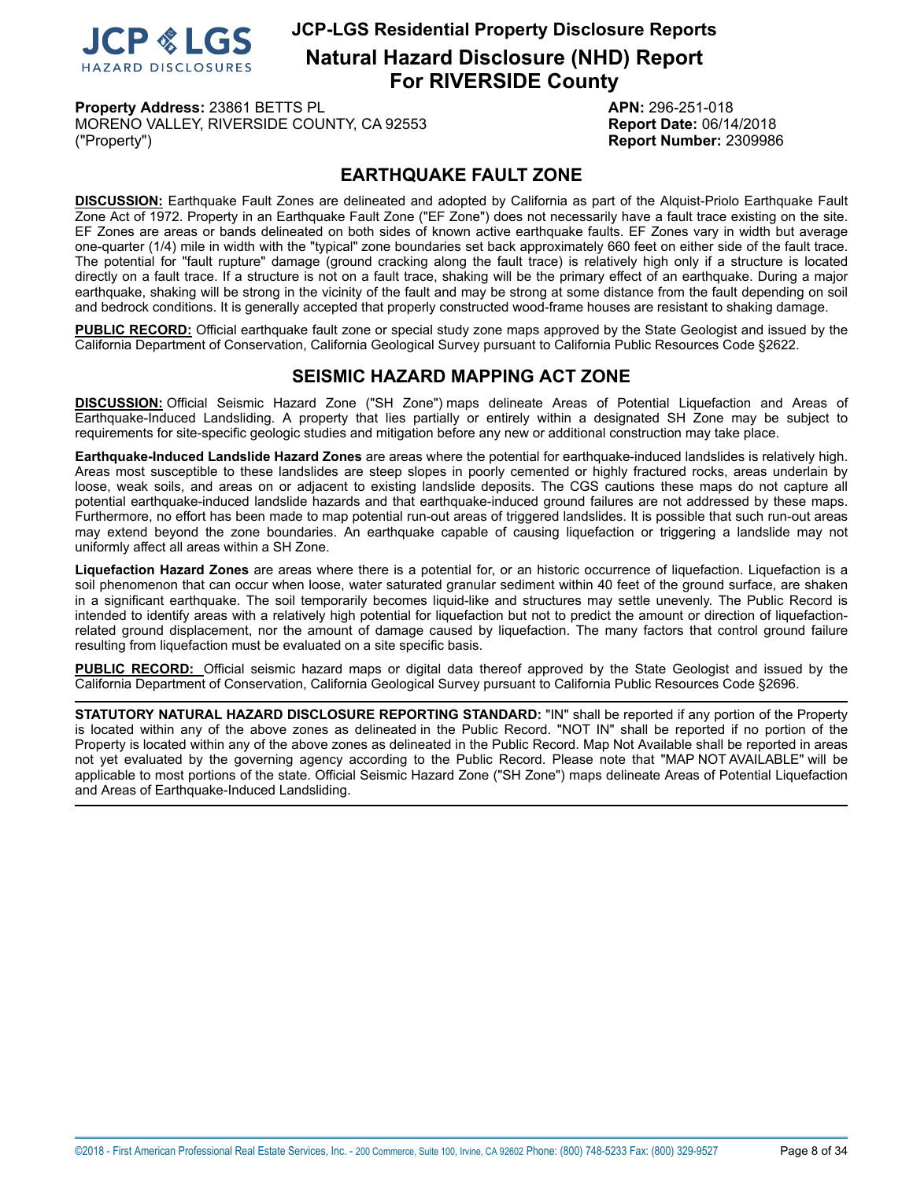# JCP-LGS Residential Property Disclosure Reports

## Natural Hazard Disclosure (NHD) Report For RIVERSIDE County

**Property Address:** 23861 BETTS PL
MORENO VALLEY, RIVERSIDE COUNTY, CA 92553
("Property")

**APN:** 296-251-018
**Report Date:** 06/14/2018
**Report Number:** 2309986

## EARTHQUAKE FAULT ZONE

**DISCUSSION:** Earthquake Fault Zones are delineated and adopted by California as part of the Alquist-Priolo Earthquake Fault Zone Act of 1972. Property in an Earthquake Fault Zone ("EF Zone") does not necessarily have a fault trace existing on the site. EF Zones are areas or bands delineated on both sides of known active earthquake faults. EF Zones vary in width but average one-quarter (1/4) mile in width with the "typical" zone boundaries set back approximately 660 feet on either side of the fault trace. The potential for "fault rupture" damage (ground cracking along the fault trace) is relatively high only if a structure is located directly on a fault trace. If a structure is not on a fault trace, shaking will be the primary effect of an earthquake. During a major earthquake, shaking will be strong in the vicinity of the fault and may be strong at some distance from the fault depending on soil and bedrock conditions. It is generally accepted that properly constructed wood-frame houses are resistant to shaking damage.

**PUBLIC RECORD:** Official earthquake fault zone or special study zone maps approved by the State Geologist and issued by the California Department of Conservation, California Geological Survey pursuant to California Public Resources Code §2622.

## SEISMIC HAZARD MAPPING ACT ZONE

**DISCUSSION:** Official Seismic Hazard Zone ("SH Zone") maps delineate Areas of Potential Liquefaction and Areas of Earthquake-Induced Landsliding. A property that lies partially or entirely within a designated SH Zone may be subject to requirements for site-specific geologic studies and mitigation before any new or additional construction may take place.

**Earthquake-Induced Landslide Hazard Zones** are areas where the potential for earthquake-induced landslides is relatively high. Areas most susceptible to these landslides are steep slopes in poorly cemented or highly fractured rocks, areas underlain by loose, weak soils, and areas on or adjacent to existing landslide deposits. The CGS cautions these maps do not capture all potential earthquake-induced landslide hazards and that earthquake-induced ground failures are not addressed by these maps. Furthermore, no effort has been made to map potential run-out areas of triggered landslides. It is possible that such run-out areas may extend beyond the zone boundaries. An earthquake capable of causing liquefaction or triggering a landslide may not uniformly affect all areas within a SH Zone.

**Liquefaction Hazard Zones** are areas where there is a potential for, or an historic occurrence of liquefaction. Liquefaction is a soil phenomenon that can occur when loose, water saturated granular sediment within 40 feet of the ground surface, are shaken in a significant earthquake. The soil temporarily becomes liquid-like and structures may settle unevenly. The Public Record is intended to identify areas with a relatively high potential for liquefaction but not to predict the amount or direction of liquefaction-related ground displacement, nor the amount of damage caused by liquefaction. The many factors that control ground failure resulting from liquefaction must be evaluated on a site specific basis.

**PUBLIC RECORD:** Official seismic hazard maps or digital data thereof approved by the State Geologist and issued by the California Department of Conservation, California Geological Survey pursuant to California Public Resources Code §2696.

---

**STATUTORY NATURAL HAZARD DISCLOSURE REPORTING STANDARD:** "IN" shall be reported if any portion of the Property is located within any of the above zones as delineated in the Public Record. "NOT IN" shall be reported if no portion of the Property is located within any of the above zones as delineated in the Public Record. Map Not Available shall be reported in areas not yet evaluated by the governing agency according to the Public Record. Please note that "MAP NOT AVAILABLE" will be applicable to most portions of the state. Official Seismic Hazard Zone ("SH Zone") maps delineate Areas of Potential Liquefaction and Areas of Earthquake-Induced Landsliding.

---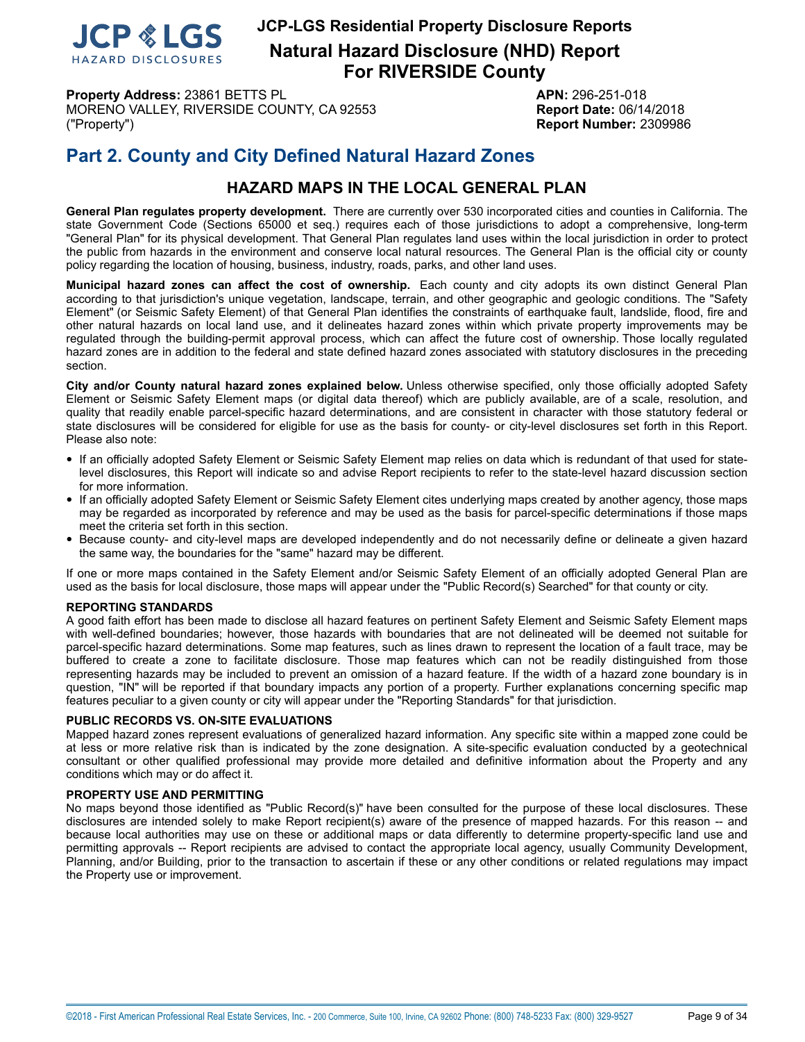# Part 2. County and City Defined Natural Hazard Zones

## HAZARD MAPS IN THE LOCAL GENERAL PLAN

**General Plan regulates property development.** There are currently over 530 incorporated cities and counties in California. The state Government Code (Sections 65000 et seq.) requires each of those jurisdictions to adopt a comprehensive, long-term "General Plan" for its physical development. That General Plan regulates land uses within the local jurisdiction in order to protect the public from hazards in the environment and conserve local natural resources. The General Plan is the official city or county policy regarding the location of housing, business, industry, roads, parks, and other land uses.

**Municipal hazard zones can affect the cost of ownership.** Each county and city adopts its own distinct General Plan according to that jurisdiction's unique vegetation, landscape, terrain, and other geographic and geologic conditions. The "Safety Element" (or Seismic Safety Element) of that General Plan identifies the constraints of earthquake fault, landslide, flood, fire and other natural hazards on local land use, and it delineates hazard zones within which private property improvements may be regulated through the building-permit approval process, which can affect the future cost of ownership. Those locally regulated hazard zones are in addition to the federal and state defined hazard zones associated with statutory disclosures in the preceding section.

**City and/or County natural hazard zones explained below.** Unless otherwise specified, only those officially adopted Safety Element or Seismic Safety Element maps (or digital data thereof) which are publicly available, are of a scale, resolution, and quality that readily enable parcel-specific hazard determinations, and are consistent in character with those statutory federal or state disclosures will be considered for eligible for use as the basis for county- or city-level disclosures set forth in this Report. Please also note:

- If an officially adopted Safety Element or Seismic Safety Element map relies on data which is redundant of that used for state-level disclosures, this Report will indicate so and advise Report recipients to refer to the state-level hazard discussion section for more information.
- If an officially adopted Safety Element or Seismic Safety Element cites underlying maps created by another agency, those maps may be regarded as incorporated by reference and may be used as the basis for parcel-specific determinations if those maps meet the criteria set forth in this section.
- Because county- and city-level maps are developed independently and do not necessarily define or delineate a given hazard the same way, the boundaries for the "same" hazard may be different.

If one or more maps contained in the Safety Element and/or Seismic Safety Element of an officially adopted General Plan are used as the basis for local disclosure, those maps will appear under the "Public Record(s) Searched" for that county or city.

### REPORTING STANDARDS

A good faith effort has been made to disclose all hazard features on pertinent Safety Element and Seismic Safety Element maps with well-defined boundaries; however, those hazards with boundaries that are not delineated will be deemed not suitable for parcel-specific hazard determinations. Some map features, such as lines drawn to represent the location of a fault trace, may be buffered to create a zone to facilitate disclosure. Those map features which can not be readily distinguished from those representing hazards may be included to prevent an omission of a hazard feature. If the width of a hazard zone boundary is in question, "IN" will be reported if that boundary impacts any portion of a property. Further explanations concerning specific map features peculiar to a given county or city will appear under the "Reporting Standards" for that jurisdiction.

### PUBLIC RECORDS VS. ON-SITE EVALUATIONS

Mapped hazard zones represent evaluations of generalized hazard information. Any specific site within a mapped zone could be at less or more relative risk than is indicated by the zone designation. A site-specific evaluation conducted by a geotechnical consultant or other qualified professional may provide more detailed and definitive information about the Property and any conditions which may or do affect it.

### PROPERTY USE AND PERMITTING

No maps beyond those identified as "Public Record(s)" have been consulted for the purpose of these local disclosures. These disclosures are intended solely to make Report recipient(s) aware of the presence of mapped hazards. For this reason -- and because local authorities may use on these or additional maps or data differently to determine property-specific land use and permitting approvals -- Report recipients are advised to contact the appropriate local agency, usually Community Development, Planning, and/or Building, prior to the transaction to ascertain if these or any other conditions or related regulations may impact the Property use or improvement.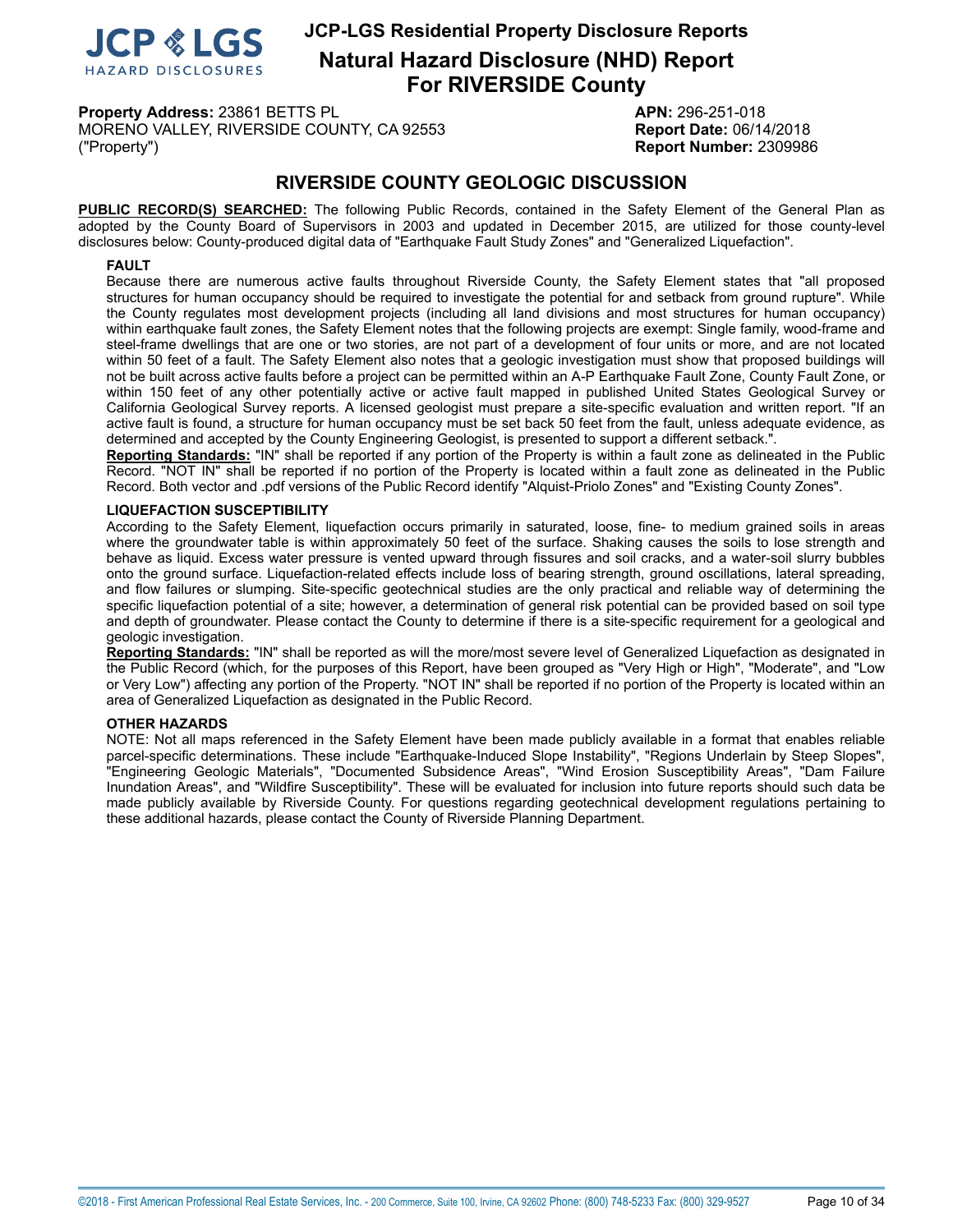# JCP-LGS Residential Property Disclosure Reports

## Natural Hazard Disclosure (NHD) Report For RIVERSIDE County

**Property Address:** 23861 BETTS PL
MORENO VALLEY, RIVERSIDE COUNTY, CA 92553
("Property")

**APN:** 296-251-018
**Report Date:** 06/14/2018
**Report Number:** 2309986

## RIVERSIDE COUNTY GEOLOGIC DISCUSSION

**PUBLIC RECORD(S) SEARCHED:** The following Public Records, contained in the Safety Element of the General Plan as adopted by the County Board of Supervisors in 2003 and updated in December 2015, are utilized for those county-level disclosures below: County-produced digital data of "Earthquake Fault Study Zones" and "Generalized Liquefaction".

### FAULT

Because there are numerous active faults throughout Riverside County, the Safety Element states that "all proposed structures for human occupancy should be required to investigate the potential for and setback from ground rupture". While the County regulates most development projects (including all land divisions and most structures for human occupancy) within earthquake fault zones, the Safety Element notes that the following projects are exempt: Single family, wood-frame and steel-frame dwellings that are one or two stories, are not part of a development of four units or more, and are not located within 50 feet of a fault. The Safety Element also notes that a geologic investigation must show that proposed buildings will not be built across active faults before a project can be permitted within an A-P Earthquake Fault Zone, County Fault Zone, or within 150 feet of any other potentially active or active fault mapped in published United States Geological Survey or California Geological Survey reports. A licensed geologist must prepare a site-specific evaluation and written report. "If an active fault is found, a structure for human occupancy must be set back 50 feet from the fault, unless adequate evidence, as determined and accepted by the County Engineering Geologist, is presented to support a different setback.".

**Reporting Standards:** "IN" shall be reported if any portion of the Property is within a fault zone as delineated in the Public Record. "NOT IN" shall be reported if no portion of the Property is located within a fault zone as delineated in the Public Record. Both vector and .pdf versions of the Public Record identify "Alquist-Priolo Zones" and "Existing County Zones".

### LIQUEFACTION SUSCEPTIBILITY

According to the Safety Element, liquefaction occurs primarily in saturated, loose, fine- to medium grained soils in areas where the groundwater table is within approximately 50 feet of the surface. Shaking causes the soils to lose strength and behave as liquid. Excess water pressure is vented upward through fissures and soil cracks, and a water-soil slurry bubbles onto the ground surface. Liquefaction-related effects include loss of bearing strength, ground oscillations, lateral spreading, and flow failures or slumping. Site-specific geotechnical studies are the only practical and reliable way of determining the specific liquefaction potential of a site; however, a determination of general risk potential can be provided based on soil type and depth of groundwater. Please contact the County to determine if there is a site-specific requirement for a geological and geologic investigation.

**Reporting Standards:** "IN" shall be reported as will the more/most severe level of Generalized Liquefaction as designated in the Public Record (which, for the purposes of this Report, have been grouped as "Very High or High", "Moderate", and "Low or Very Low") affecting any portion of the Property. "NOT IN" shall be reported if no portion of the Property is located within an area of Generalized Liquefaction as designated in the Public Record.

### OTHER HAZARDS

NOTE: Not all maps referenced in the Safety Element have been made publicly available in a format that enables reliable parcel-specific determinations. These include "Earthquake-Induced Slope Instability", "Regions Underlain by Steep Slopes", "Engineering Geologic Materials", "Documented Subsidence Areas", "Wind Erosion Susceptibility Areas", "Dam Failure Inundation Areas", and "Wildfire Susceptibility". These will be evaluated for inclusion into future reports should such data be made publicly available by Riverside County. For questions regarding geotechnical development regulations pertaining to these additional hazards, please contact the County of Riverside Planning Department.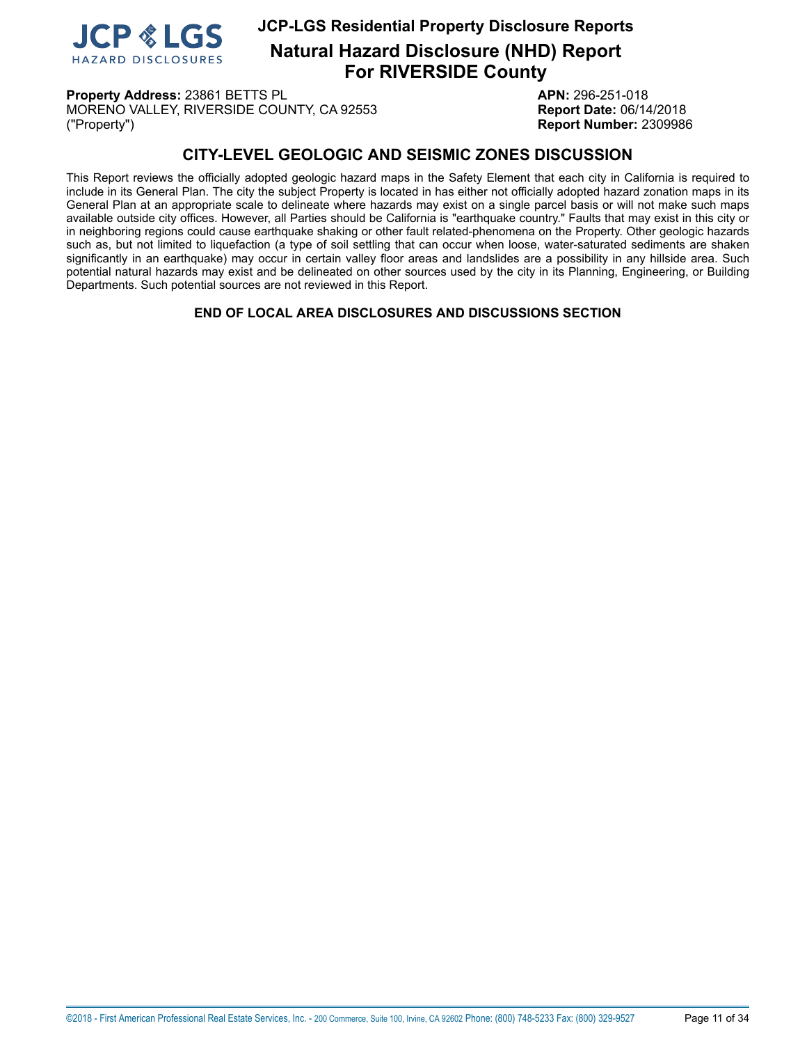# CITY-LEVEL GEOLOGIC AND SEISMIC ZONES DISCUSSION

This Report reviews the officially adopted geologic hazard maps in the Safety Element that each city in California is required to include in its General Plan. The city the subject Property is located in has either not officially adopted hazard zonation maps in its General Plan at an appropriate scale to delineate where hazards may exist on a single parcel basis or will not make such maps available outside city offices. However, all Parties should be California is "earthquake country." Faults that may exist in this city or in neighboring regions could cause earthquake shaking or other fault related-phenomena on the Property. Other geologic hazards such as, but not limited to liquefaction (a type of soil settling that can occur when loose, water-saturated sediments are shaken significantly in an earthquake) may occur in certain valley floor areas and landslides are a possibility in any hillside area. Such potential natural hazards may exist and be delineated on other sources used by the city in its Planning, Engineering, or Building Departments. Such potential sources are not reviewed in this Report.

**END OF LOCAL AREA DISCLOSURES AND DISCUSSIONS SECTION**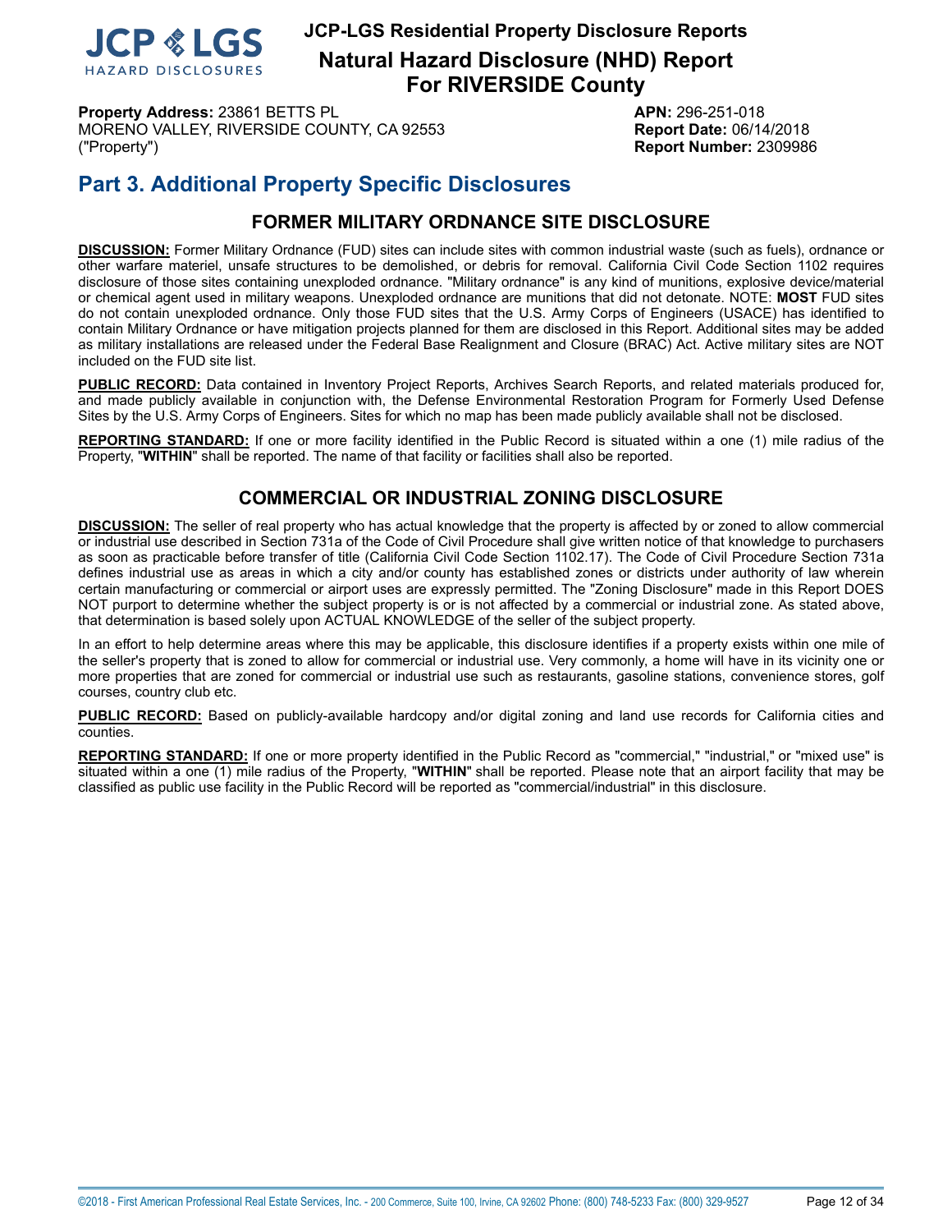# Part 3. Additional Property Specific Disclosures

## FORMER MILITARY ORDNANCE SITE DISCLOSURE

**DISCUSSION:** Former Military Ordnance (FUD) sites can include sites with common industrial waste (such as fuels), ordnance or other warfare materiel, unsafe structures to be demolished, or debris for removal. California Civil Code Section 1102 requires disclosure of those sites containing unexploded ordnance. "Military ordnance" is any kind of munitions, explosive device/material or chemical agent used in military weapons. Unexploded ordnance are munitions that did not detonate. NOTE: **MOST** FUD sites do not contain unexploded ordnance. Only those FUD sites that the U.S. Army Corps of Engineers (USACE) has identified to contain Military Ordnance or have mitigation projects planned for them are disclosed in this Report. Additional sites may be added as military installations are released under the Federal Base Realignment and Closure (BRAC) Act. Active military sites are NOT included on the FUD site list.

**PUBLIC RECORD:** Data contained in Inventory Project Reports, Archives Search Reports, and related materials produced for, and made publicly available in conjunction with, the Defense Environmental Restoration Program for Formerly Used Defense Sites by the U.S. Army Corps of Engineers. Sites for which no map has been made publicly available shall not be disclosed.

**REPORTING STANDARD:** If one or more facility identified in the Public Record is situated within a one (1) mile radius of the Property, "**WITHIN**" shall be reported. The name of that facility or facilities shall also be reported.

## COMMERCIAL OR INDUSTRIAL ZONING DISCLOSURE

**DISCUSSION:** The seller of real property who has actual knowledge that the property is affected by or zoned to allow commercial or industrial use described in Section 731a of the Code of Civil Procedure shall give written notice of that knowledge to purchasers as soon as practicable before transfer of title (California Civil Code Section 1102.17). The Code of Civil Procedure Section 731a defines industrial use as areas in which a city and/or county has established zones or districts under authority of law wherein certain manufacturing or commercial or airport uses are expressly permitted. The "Zoning Disclosure" made in this Report DOES NOT purport to determine whether the subject property is or is not affected by a commercial or industrial zone. As stated above, that determination is based solely upon ACTUAL KNOWLEDGE of the seller of the subject property.

In an effort to help determine areas where this may be applicable, this disclosure identifies if a property exists within one mile of the seller's property that is zoned to allow for commercial or industrial use. Very commonly, a home will have in its vicinity one or more properties that are zoned for commercial or industrial use such as restaurants, gasoline stations, convenience stores, golf courses, country club etc.

**PUBLIC RECORD:** Based on publicly-available hardcopy and/or digital zoning and land use records for California cities and counties.

**REPORTING STANDARD:** If one or more property identified in the Public Record as "commercial," "industrial," or "mixed use" is situated within a one (1) mile radius of the Property, "**WITHIN**" shall be reported. Please note that an airport facility that may be classified as public use facility in the Public Record will be reported as "commercial/industrial" in this disclosure.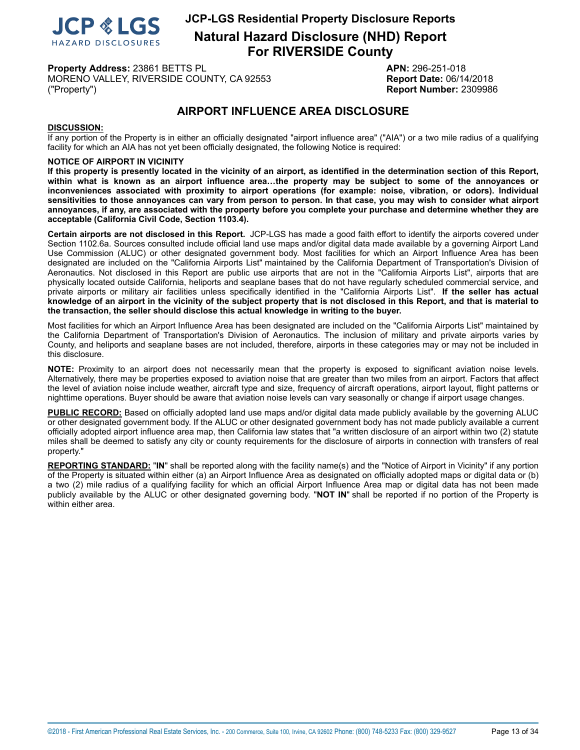# JCP-LGS Residential Property Disclosure Reports

## Natural Hazard Disclosure (NHD) Report For RIVERSIDE County

**Property Address:** 23861 BETTS PL
MORENO VALLEY, RIVERSIDE COUNTY, CA 92553
("Property")

**APN:** 296-251-018
**Report Date:** 06/14/2018
**Report Number:** 2309986

## AIRPORT INFLUENCE AREA DISCLOSURE

**DISCUSSION:**

If any portion of the Property is in either an officially designated "airport influence area" ("AIA") or a two mile radius of a qualifying facility for which an AIA has not yet been officially designated, the following Notice is required:

**NOTICE OF AIRPORT IN VICINITY**

**If this property is presently located in the vicinity of an airport, as identified in the determination section of this Report, within what is known as an airport influence area…the property may be subject to some of the annoyances or inconveniences associated with proximity to airport operations (for example: noise, vibration, or odors). Individual sensitivities to those annoyances can vary from person to person. In that case, you may wish to consider what airport annoyances, if any, are associated with the property before you complete your purchase and determine whether they are acceptable (California Civil Code, Section 1103.4).**

**Certain airports are not disclosed in this Report.** JCP-LGS has made a good faith effort to identify the airports covered under Section 1102.6a. Sources consulted include official land use maps and/or digital data made available by a governing Airport Land Use Commission (ALUC) or other designated government body. Most facilities for which an Airport Influence Area has been designated are included on the "California Airports List" maintained by the California Department of Transportation's Division of Aeronautics. Not disclosed in this Report are public use airports that are not in the "California Airports List", airports that are physically located outside California, heliports and seaplane bases that do not have regularly scheduled commercial service, and private airports or military air facilities unless specifically identified in the "California Airports List". **If the seller has actual knowledge of an airport in the vicinity of the subject property that is not disclosed in this Report, and that is material to the transaction, the seller should disclose this actual knowledge in writing to the buyer.**

Most facilities for which an Airport Influence Area has been designated are included on the "California Airports List" maintained by the California Department of Transportation's Division of Aeronautics. The inclusion of military and private airports varies by County, and heliports and seaplane bases are not included, therefore, airports in these categories may or may not be included in this disclosure.

**NOTE:** Proximity to an airport does not necessarily mean that the property is exposed to significant aviation noise levels. Alternatively, there may be properties exposed to aviation noise that are greater than two miles from an airport. Factors that affect the level of aviation noise include weather, aircraft type and size, frequency of aircraft operations, airport layout, flight patterns or nighttime operations. Buyer should be aware that aviation noise levels can vary seasonally or change if airport usage changes.

**PUBLIC RECORD:** Based on officially adopted land use maps and/or digital data made publicly available by the governing ALUC or other designated government body. If the ALUC or other designated government body has not made publicly available a current officially adopted airport influence area map, then California law states that "a written disclosure of an airport within two (2) statute miles shall be deemed to satisfy any city or county requirements for the disclosure of airports in connection with transfers of real property."

**REPORTING STANDARD:** "**IN**" shall be reported along with the facility name(s) and the "Notice of Airport in Vicinity" if any portion of the Property is situated within either (a) an Airport Influence Area as designated on officially adopted maps or digital data or (b) a two (2) mile radius of a qualifying facility for which an official Airport Influence Area map or digital data has not been made publicly available by the ALUC or other designated governing body. "**NOT IN**" shall be reported if no portion of the Property is within either area.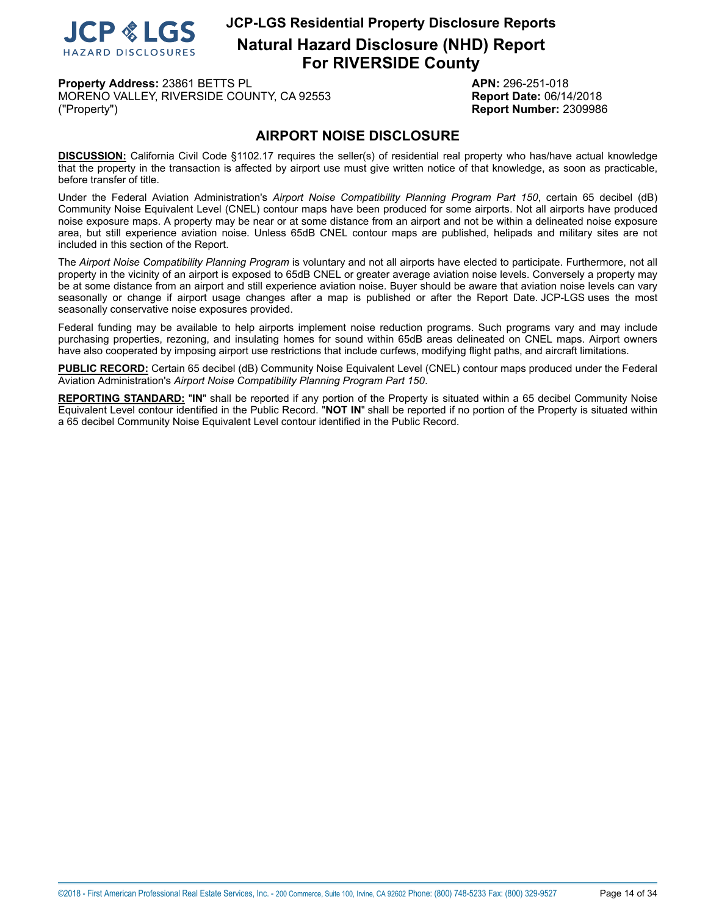# AIRPORT NOISE DISCLOSURE

**Property Address:** 23861 BETTS PL
MORENO VALLEY, RIVERSIDE COUNTY, CA 92553
("Property")

**APN:** 296-251-018
**Report Date:** 06/14/2018
**Report Number:** 2309986

**DISCUSSION:** California Civil Code §1102.17 requires the seller(s) of residential real property who has/have actual knowledge that the property in the transaction is affected by airport use must give written notice of that knowledge, as soon as practicable, before transfer of title.

Under the Federal Aviation Administration's *Airport Noise Compatibility Planning Program Part 150*, certain 65 decibel (dB) Community Noise Equivalent Level (CNEL) contour maps have been produced for some airports. Not all airports have produced noise exposure maps. A property may be near or at some distance from an airport and not be within a delineated noise exposure area, but still experience aviation noise. Unless 65dB CNEL contour maps are published, helipads and military sites are not included in this section of the Report.

The *Airport Noise Compatibility Planning Program* is voluntary and not all airports have elected to participate. Furthermore, not all property in the vicinity of an airport is exposed to 65dB CNEL or greater average aviation noise levels. Conversely a property may be at some distance from an airport and still experience aviation noise. Buyer should be aware that aviation noise levels can vary seasonally or change if airport usage changes after a map is published or after the Report Date. JCP-LGS uses the most seasonally conservative noise exposures provided.

Federal funding may be available to help airports implement noise reduction programs. Such programs vary and may include purchasing properties, rezoning, and insulating homes for sound within 65dB areas delineated on CNEL maps. Airport owners have also cooperated by imposing airport use restrictions that include curfews, modifying flight paths, and aircraft limitations.

**PUBLIC RECORD:** Certain 65 decibel (dB) Community Noise Equivalent Level (CNEL) contour maps produced under the Federal Aviation Administration's *Airport Noise Compatibility Planning Program Part 150*.

**REPORTING STANDARD:** "**IN**" shall be reported if any portion of the Property is situated within a 65 decibel Community Noise Equivalent Level contour identified in the Public Record. "**NOT IN**" shall be reported if no portion of the Property is situated within a 65 decibel Community Noise Equivalent Level contour identified in the Public Record.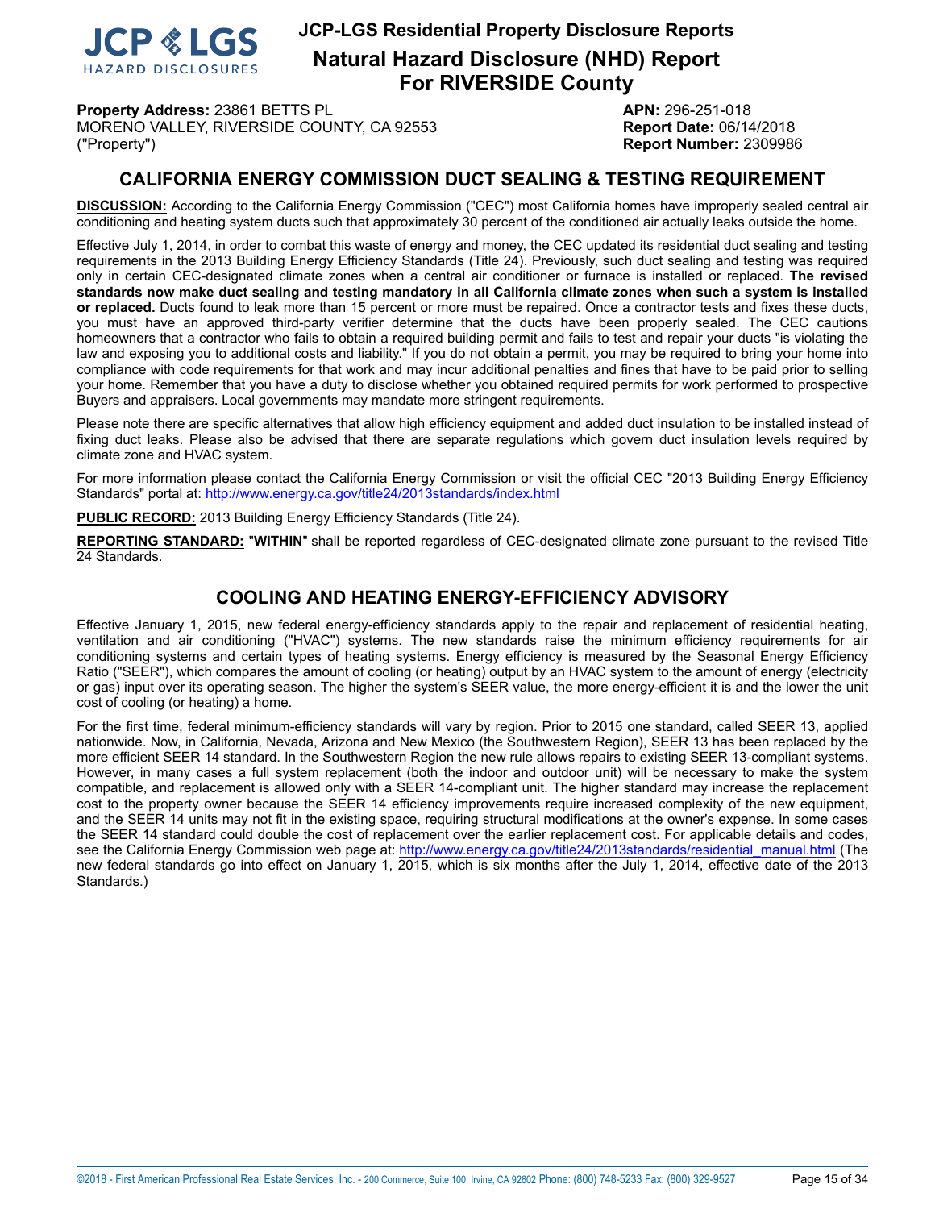**Property Address:** 23861 BETTS PL
MORENO VALLEY, RIVERSIDE COUNTY, CA 92553
("Property")

**APN:** 296-251-018
**Report Date:** 06/14/2018
**Report Number:** 2309986

## CALIFORNIA ENERGY COMMISSION DUCT SEALING & TESTING REQUIREMENT

**DISCUSSION:** According to the California Energy Commission ("CEC") most California homes have improperly sealed central air conditioning and heating system ducts such that approximately 30 percent of the conditioned air actually leaks outside the home.

Effective July 1, 2014, in order to combat this waste of energy and money, the CEC updated its residential duct sealing and testing requirements in the 2013 Building Energy Efficiency Standards (Title 24). Previously, such duct sealing and testing was required only in certain CEC-designated climate zones when a central air conditioner or furnace is installed or replaced. **The revised standards now make duct sealing and testing mandatory in all California climate zones when such a system is installed or replaced.** Ducts found to leak more than 15 percent or more must be repaired. Once a contractor tests and fixes these ducts, you must have an approved third-party verifier determine that the ducts have been properly sealed. The CEC cautions homeowners that a contractor who fails to obtain a required building permit and fails to test and repair your ducts "is violating the law and exposing you to additional costs and liability." If you do not obtain a permit, you may be required to bring your home into compliance with code requirements for that work and may incur additional penalties and fines that have to be paid prior to selling your home. Remember that you have a duty to disclose whether you obtained required permits for work performed to prospective Buyers and appraisers. Local governments may mandate more stringent requirements.

Please note there are specific alternatives that allow high efficiency equipment and added duct insulation to be installed instead of fixing duct leaks. Please also be advised that there are separate regulations which govern duct insulation levels required by climate zone and HVAC system.

For more information please contact the California Energy Commission or visit the official CEC "2013 Building Energy Efficiency Standards" portal at: http://www.energy.ca.gov/title24/2013standards/index.html

**PUBLIC RECORD:** 2013 Building Energy Efficiency Standards (Title 24).

**REPORTING STANDARD:** "**WITHIN**" shall be reported regardless of CEC-designated climate zone pursuant to the revised Title 24 Standards.

## COOLING AND HEATING ENERGY-EFFICIENCY ADVISORY

Effective January 1, 2015, new federal energy-efficiency standards apply to the repair and replacement of residential heating, ventilation and air conditioning ("HVAC") systems. The new standards raise the minimum efficiency requirements for air conditioning systems and certain types of heating systems. Energy efficiency is measured by the Seasonal Energy Efficiency Ratio ("SEER"), which compares the amount of cooling (or heating) output by an HVAC system to the amount of energy (electricity or gas) input over its operating season. The higher the system's SEER value, the more energy-efficient it is and the lower the unit cost of cooling (or heating) a home.

For the first time, federal minimum-efficiency standards will vary by region. Prior to 2015 one standard, called SEER 13, applied nationwide. Now, in California, Nevada, Arizona and New Mexico (the Southwestern Region), SEER 13 has been replaced by the more efficient SEER 14 standard. In the Southwestern Region the new rule allows repairs to existing SEER 13-compliant systems. However, in many cases a full system replacement (both the indoor and outdoor unit) will be necessary to make the system compatible, and replacement is allowed only with a SEER 14-compliant unit. The higher standard may increase the replacement cost to the property owner because the SEER 14 efficiency improvements require increased complexity of the new equipment, and the SEER 14 units may not fit in the existing space, requiring structural modifications at the owner's expense. In some cases the SEER 14 standard could double the cost of replacement over the earlier replacement cost. For applicable details and codes, see the California Energy Commission web page at: http://www.energy.ca.gov/title24/2013standards/residential_manual.html (The new federal standards go into effect on January 1, 2015, which is six months after the July 1, 2014, effective date of the 2013 Standards.)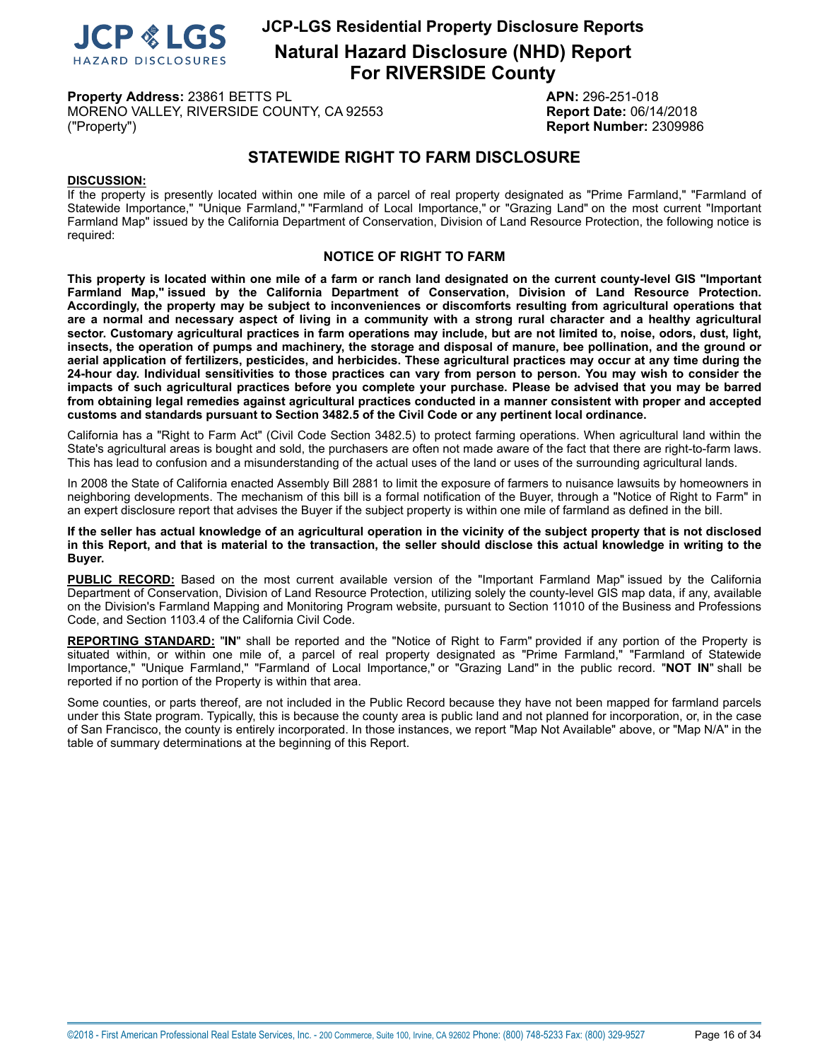# JCP-LGS Residential Property Disclosure Reports

## Natural Hazard Disclosure (NHD) Report For RIVERSIDE County

**Property Address:** 23861 BETTS PL
MORENO VALLEY, RIVERSIDE COUNTY, CA 92553
("Property")

**APN:** 296-251-018
**Report Date:** 06/14/2018
**Report Number:** 2309986

## STATEWIDE RIGHT TO FARM DISCLOSURE

**DISCUSSION:**

If the property is presently located within one mile of a parcel of real property designated as "Prime Farmland," "Farmland of Statewide Importance," "Unique Farmland," "Farmland of Local Importance," or "Grazing Land" on the most current "Important Farmland Map" issued by the California Department of Conservation, Division of Land Resource Protection, the following notice is required:

### NOTICE OF RIGHT TO FARM

**This property is located within one mile of a farm or ranch land designated on the current county-level GIS "Important Farmland Map," issued by the California Department of Conservation, Division of Land Resource Protection. Accordingly, the property may be subject to inconveniences or discomforts resulting from agricultural operations that are a normal and necessary aspect of living in a community with a strong rural character and a healthy agricultural sector. Customary agricultural practices in farm operations may include, but are not limited to, noise, odors, dust, light, insects, the operation of pumps and machinery, the storage and disposal of manure, bee pollination, and the ground or aerial application of fertilizers, pesticides, and herbicides. These agricultural practices may occur at any time during the 24-hour day. Individual sensitivities to those practices can vary from person to person. You may wish to consider the impacts of such agricultural practices before you complete your purchase. Please be advised that you may be barred from obtaining legal remedies against agricultural practices conducted in a manner consistent with proper and accepted customs and standards pursuant to Section 3482.5 of the Civil Code or any pertinent local ordinance.**

California has a "Right to Farm Act" (Civil Code Section 3482.5) to protect farming operations. When agricultural land within the State's agricultural areas is bought and sold, the purchasers are often not made aware of the fact that there are right-to-farm laws. This has lead to confusion and a misunderstanding of the actual uses of the land or uses of the surrounding agricultural lands.

In 2008 the State of California enacted Assembly Bill 2881 to limit the exposure of farmers to nuisance lawsuits by homeowners in neighboring developments. The mechanism of this bill is a formal notification of the Buyer, through a "Notice of Right to Farm" in an expert disclosure report that advises the Buyer if the subject property is within one mile of farmland as defined in the bill.

**If the seller has actual knowledge of an agricultural operation in the vicinity of the subject property that is not disclosed in this Report, and that is material to the transaction, the seller should disclose this actual knowledge in writing to the Buyer.**

**PUBLIC RECORD:** Based on the most current available version of the "Important Farmland Map" issued by the California Department of Conservation, Division of Land Resource Protection, utilizing solely the county-level GIS map data, if any, available on the Division's Farmland Mapping and Monitoring Program website, pursuant to Section 11010 of the Business and Professions Code, and Section 1103.4 of the California Civil Code.

**REPORTING STANDARD:** "**IN**" shall be reported and the "Notice of Right to Farm" provided if any portion of the Property is situated within, or within one mile of, a parcel of real property designated as "Prime Farmland," "Farmland of Statewide Importance," "Unique Farmland," "Farmland of Local Importance," or "Grazing Land" in the public record. "**NOT IN**" shall be reported if no portion of the Property is within that area.

Some counties, or parts thereof, are not included in the Public Record because they have not been mapped for farmland parcels under this State program. Typically, this is because the county area is public land and not planned for incorporation, or, in the case of San Francisco, the county is entirely incorporated. In those instances, we report "Map Not Available" above, or "Map N/A" in the table of summary determinations at the beginning of this Report.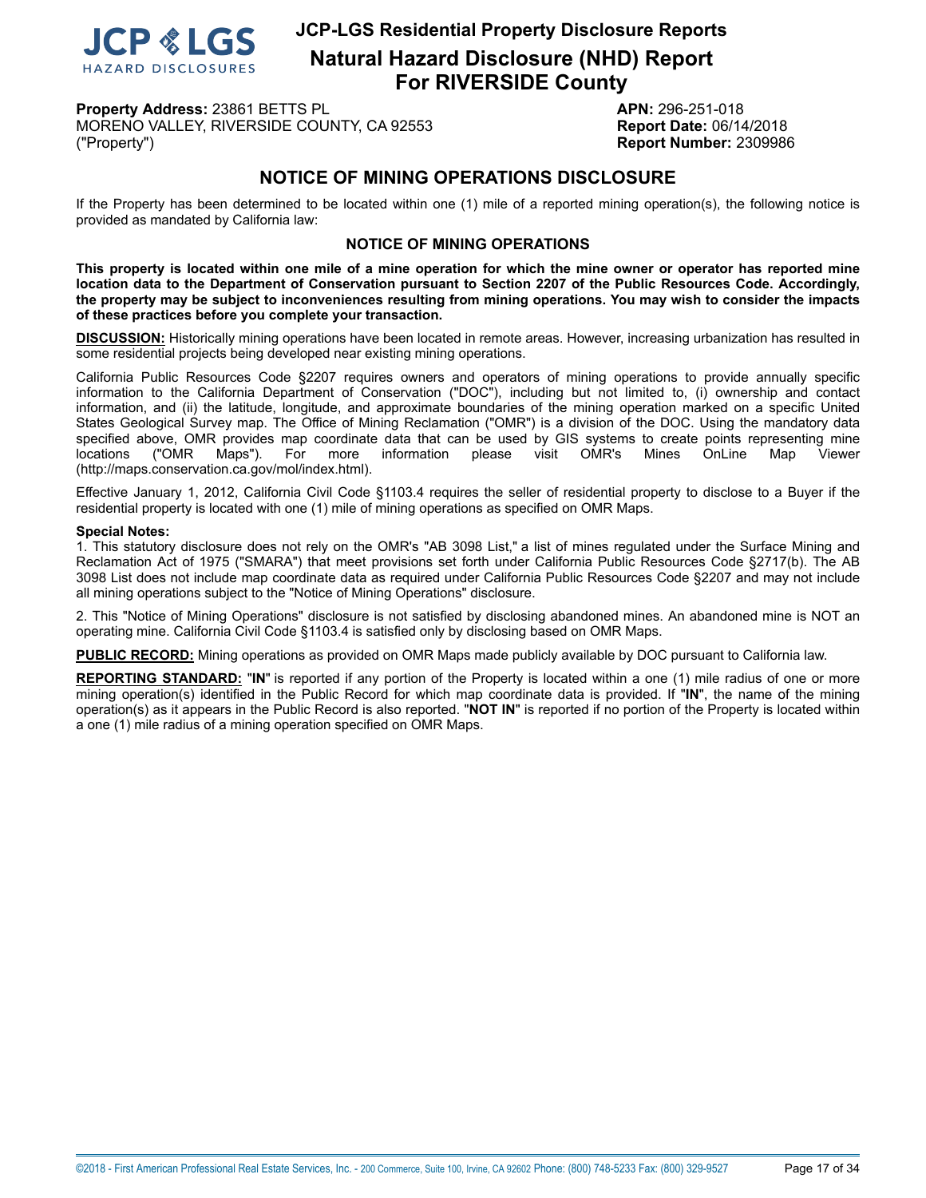# JCP-LGS Residential Property Disclosure Reports

## Natural Hazard Disclosure (NHD) Report For RIVERSIDE County

**Property Address:** 23861 BETTS PL
MORENO VALLEY, RIVERSIDE COUNTY, CA 92553
("Property")

**APN:** 296-251-018
**Report Date:** 06/14/2018
**Report Number:** 2309986

## NOTICE OF MINING OPERATIONS DISCLOSURE

If the Property has been determined to be located within one (1) mile of a reported mining operation(s), the following notice is provided as mandated by California law:

### NOTICE OF MINING OPERATIONS

**This property is located within one mile of a mine operation for which the mine owner or operator has reported mine location data to the Department of Conservation pursuant to Section 2207 of the Public Resources Code. Accordingly, the property may be subject to inconveniences resulting from mining operations. You may wish to consider the impacts of these practices before you complete your transaction.**

**DISCUSSION:** Historically mining operations have been located in remote areas. However, increasing urbanization has resulted in some residential projects being developed near existing mining operations.

California Public Resources Code §2207 requires owners and operators of mining operations to provide annually specific information to the California Department of Conservation ("DOC"), including but not limited to, (i) ownership and contact information, and (ii) the latitude, longitude, and approximate boundaries of the mining operation marked on a specific United States Geological Survey map. The Office of Mining Reclamation ("OMR") is a division of the DOC. Using the mandatory data specified above, OMR provides map coordinate data that can be used by GIS systems to create points representing mine locations ("OMR Maps"). For more information please visit OMR's Mines OnLine Map Viewer (http://maps.conservation.ca.gov/mol/index.html).

Effective January 1, 2012, California Civil Code §1103.4 requires the seller of residential property to disclose to a Buyer if the residential property is located with one (1) mile of mining operations as specified on OMR Maps.

**Special Notes:**
1. This statutory disclosure does not rely on the OMR's "AB 3098 List," a list of mines regulated under the Surface Mining and Reclamation Act of 1975 ("SMARA") that meet provisions set forth under California Public Resources Code §2717(b). The AB 3098 List does not include map coordinate data as required under California Public Resources Code §2207 and may not include all mining operations subject to the "Notice of Mining Operations" disclosure.

2. This "Notice of Mining Operations" disclosure is not satisfied by disclosing abandoned mines. An abandoned mine is NOT an operating mine. California Civil Code §1103.4 is satisfied only by disclosing based on OMR Maps.

**PUBLIC RECORD:** Mining operations as provided on OMR Maps made publicly available by DOC pursuant to California law.

**REPORTING STANDARD:** "**IN**" is reported if any portion of the Property is located within a one (1) mile radius of one or more mining operation(s) identified in the Public Record for which map coordinate data is provided. If "**IN**", the name of the mining operation(s) as it appears in the Public Record is also reported. "**NOT IN**" is reported if no portion of the Property is located within a one (1) mile radius of a mining operation specified on OMR Maps.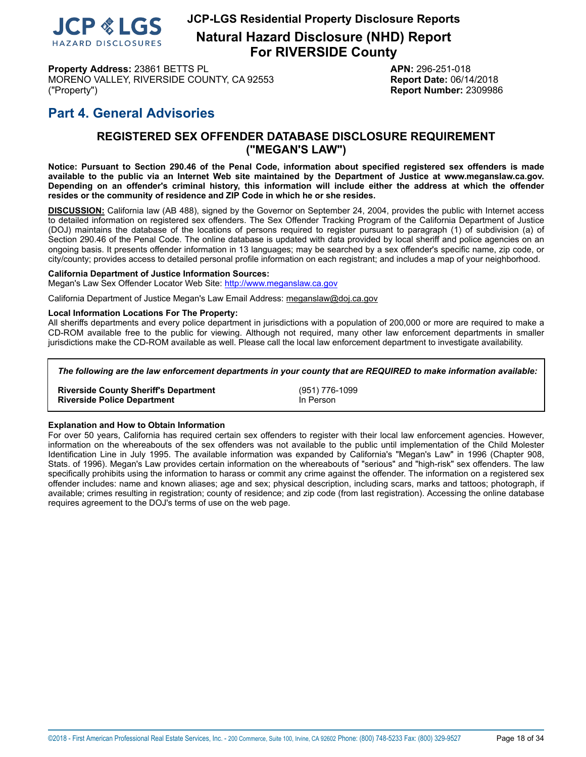# Natural Hazard Disclosure (NHD) Report For RIVERSIDE County

**Property Address:** 23861 BETTS PL
MORENO VALLEY, RIVERSIDE COUNTY, CA 92553
("Property")

**APN:** 296-251-018
**Report Date:** 06/14/2018
**Report Number:** 2309986

## Part 4. General Advisories

### REGISTERED SEX OFFENDER DATABASE DISCLOSURE REQUIREMENT ("MEGAN'S LAW")

**Notice: Pursuant to Section 290.46 of the Penal Code, information about specified registered sex offenders is made available to the public via an Internet Web site maintained by the Department of Justice at www.meganslaw.ca.gov. Depending on an offender's criminal history, this information will include either the address at which the offender resides or the community of residence and ZIP Code in which he or she resides.**

**DISCUSSION:** California law (AB 488), signed by the Governor on September 24, 2004, provides the public with Internet access to detailed information on registered sex offenders. The Sex Offender Tracking Program of the California Department of Justice (DOJ) maintains the database of the locations of persons required to register pursuant to paragraph (1) of subdivision (a) of Section 290.46 of the Penal Code. The online database is updated with data provided by local sheriff and police agencies on an ongoing basis. It presents offender information in 13 languages; may be searched by a sex offender's specific name, zip code, or city/county; provides access to detailed personal profile information on each registrant; and includes a map of your neighborhood.

**California Department of Justice Information Sources:**
Megan's Law Sex Offender Locator Web Site: http://www.meganslaw.ca.gov

California Department of Justice Megan's Law Email Address: meganslaw@doj.ca.gov

**Local Information Locations For The Property:**
All sheriffs departments and every police department in jurisdictions with a population of 200,000 or more are required to make a CD-ROM available free to the public for viewing. Although not required, many other law enforcement departments in smaller jurisdictions make the CD-ROM available as well. Please call the local law enforcement department to investigate availability.

***The following are the law enforcement departments in your county that are REQUIRED to make information available:***

| | |
|---|---|
| **Riverside County Sheriff's Department** | (951) 776-1099 |
| **Riverside Police Department** | In Person |

**Explanation and How to Obtain Information**
For over 50 years, California has required certain sex offenders to register with their local law enforcement agencies. However, information on the whereabouts of the sex offenders was not available to the public until implementation of the Child Molester Identification Line in July 1995. The available information was expanded by California's "Megan's Law" in 1996 (Chapter 908, Stats. of 1996). Megan's Law provides certain information on the whereabouts of "serious" and "high-risk" sex offenders. The law specifically prohibits using the information to harass or commit any crime against the offender. The information on a registered sex offender includes: name and known aliases; age and sex; physical description, including scars, marks and tattoos; photograph, if available; crimes resulting in registration; county of residence; and zip code (from last registration). Accessing the online database requires agreement to the DOJ's terms of use on the web page.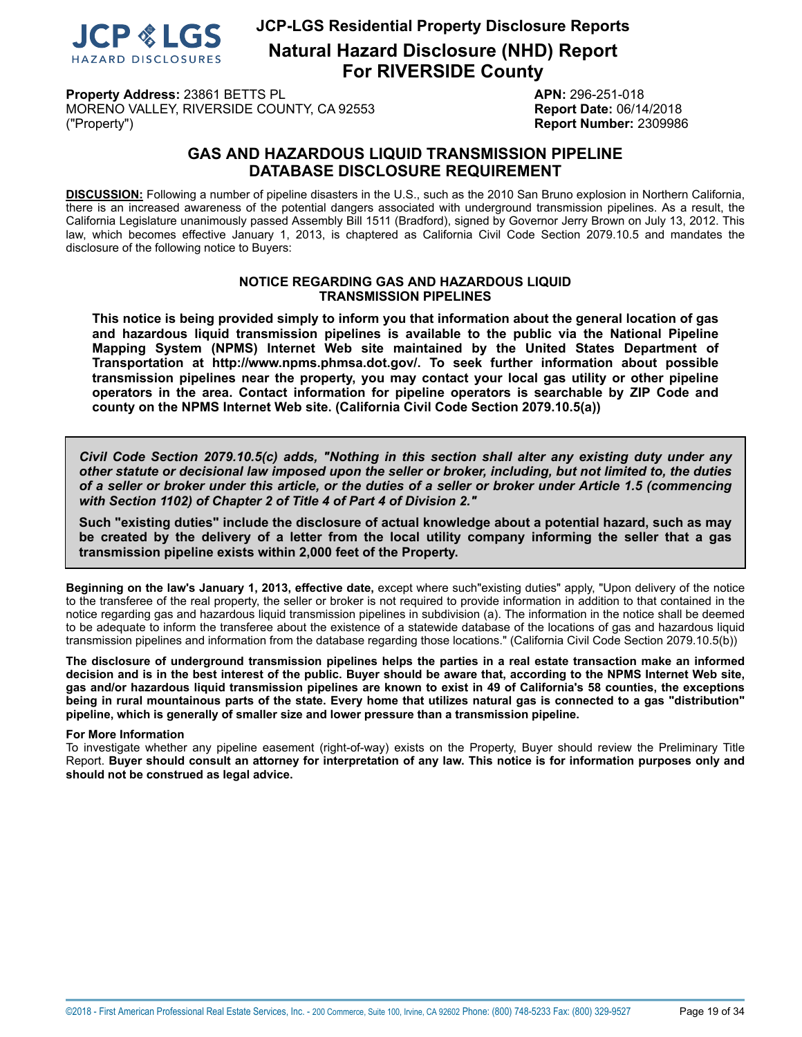# JCP-LGS Residential Property Disclosure Reports

## Natural Hazard Disclosure (NHD) Report For RIVERSIDE County

**Property Address:** 23861 BETTS PL
MORENO VALLEY, RIVERSIDE COUNTY, CA 92553
("Property")

**APN:** 296-251-018
**Report Date:** 06/14/2018
**Report Number:** 2309986

## GAS AND HAZARDOUS LIQUID TRANSMISSION PIPELINE DATABASE DISCLOSURE REQUIREMENT

**DISCUSSION:** Following a number of pipeline disasters in the U.S., such as the 2010 San Bruno explosion in Northern California, there is an increased awareness of the potential dangers associated with underground transmission pipelines. As a result, the California Legislature unanimously passed Assembly Bill 1511 (Bradford), signed by Governor Jerry Brown on July 13, 2012. This law, which becomes effective January 1, 2013, is chaptered as California Civil Code Section 2079.10.5 and mandates the disclosure of the following notice to Buyers:

**NOTICE REGARDING GAS AND HAZARDOUS LIQUID TRANSMISSION PIPELINES**

**This notice is being provided simply to inform you that information about the general location of gas and hazardous liquid transmission pipelines is available to the public via the National Pipeline Mapping System (NPMS) Internet Web site maintained by the United States Department of Transportation at http://www.npms.phmsa.dot.gov/. To seek further information about possible transmission pipelines near the property, you may contact your local gas utility or other pipeline operators in the area. Contact information for pipeline operators is searchable by ZIP Code and county on the NPMS Internet Web site. (California Civil Code Section 2079.10.5(a))**

***Civil Code Section 2079.10.5(c) adds, "Nothing in this section shall alter any existing duty under any other statute or decisional law imposed upon the seller or broker, including, but not limited to, the duties of a seller or broker under this article, or the duties of a seller or broker under Article 1.5 (commencing with Section 1102) of Chapter 2 of Title 4 of Part 4 of Division 2."***

**Such "existing duties" include the disclosure of actual knowledge about a potential hazard, such as may be created by the delivery of a letter from the local utility company informing the seller that a gas transmission pipeline exists within 2,000 feet of the Property.**

**Beginning on the law's January 1, 2013, effective date,** except where such"existing duties" apply, "Upon delivery of the notice to the transferee of the real property, the seller or broker is not required to provide information in addition to that contained in the notice regarding gas and hazardous liquid transmission pipelines in subdivision (a). The information in the notice shall be deemed to be adequate to inform the transferee about the existence of a statewide database of the locations of gas and hazardous liquid transmission pipelines and information from the database regarding those locations." (California Civil Code Section 2079.10.5(b))

**The disclosure of underground transmission pipelines helps the parties in a real estate transaction make an informed decision and is in the best interest of the public. Buyer should be aware that, according to the NPMS Internet Web site, gas and/or hazardous liquid transmission pipelines are known to exist in 49 of California's 58 counties, the exceptions being in rural mountainous parts of the state. Every home that utilizes natural gas is connected to a gas "distribution" pipeline, which is generally of smaller size and lower pressure than a transmission pipeline.**

**For More Information**

To investigate whether any pipeline easement (right-of-way) exists on the Property, Buyer should review the Preliminary Title Report. **Buyer should consult an attorney for interpretation of any law. This notice is for information purposes only and should not be construed as legal advice.**

©2018 - First American Professional Real Estate Services, Inc. - 200 Commerce, Suite 100, Irvine, CA 92602 Phone: (800) 748-5233 Fax: (800) 329-9527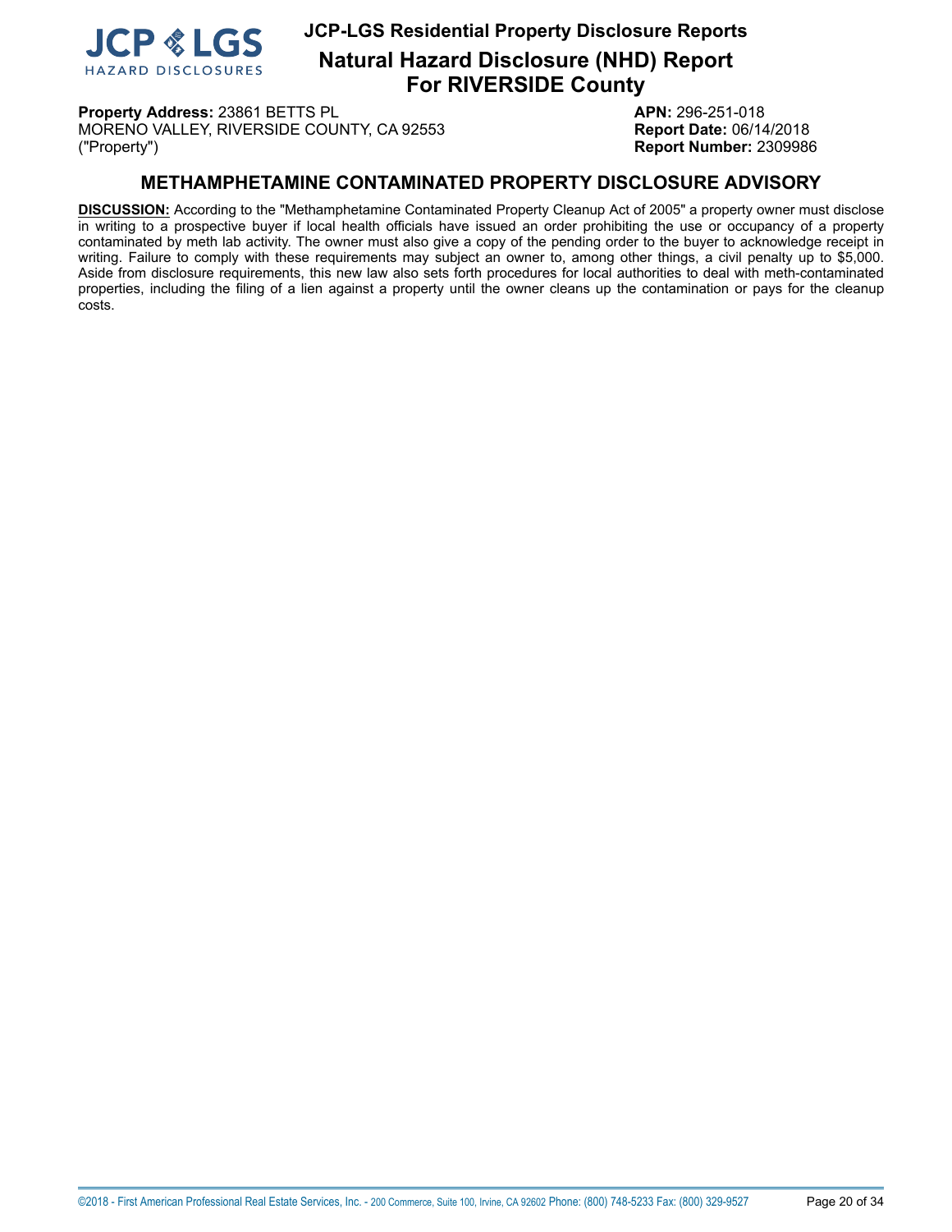**Property Address:** 23861 BETTS PL
MORENO VALLEY, RIVERSIDE COUNTY, CA 92553
("Property")

**APN:** 296-251-018
**Report Date:** 06/14/2018
**Report Number:** 2309986

## METHAMPHETAMINE CONTAMINATED PROPERTY DISCLOSURE ADVISORY

**DISCUSSION:** According to the "Methamphetamine Contaminated Property Cleanup Act of 2005" a property owner must disclose in writing to a prospective buyer if local health officials have issued an order prohibiting the use or occupancy of a property contaminated by meth lab activity. The owner must also give a copy of the pending order to the buyer to acknowledge receipt in writing. Failure to comply with these requirements may subject an owner to, among other things, a civil penalty up to $5,000. Aside from disclosure requirements, this new law also sets forth procedures for local authorities to deal with meth-contaminated properties, including the filing of a lien against a property until the owner cleans up the contamination or pays for the cleanup costs.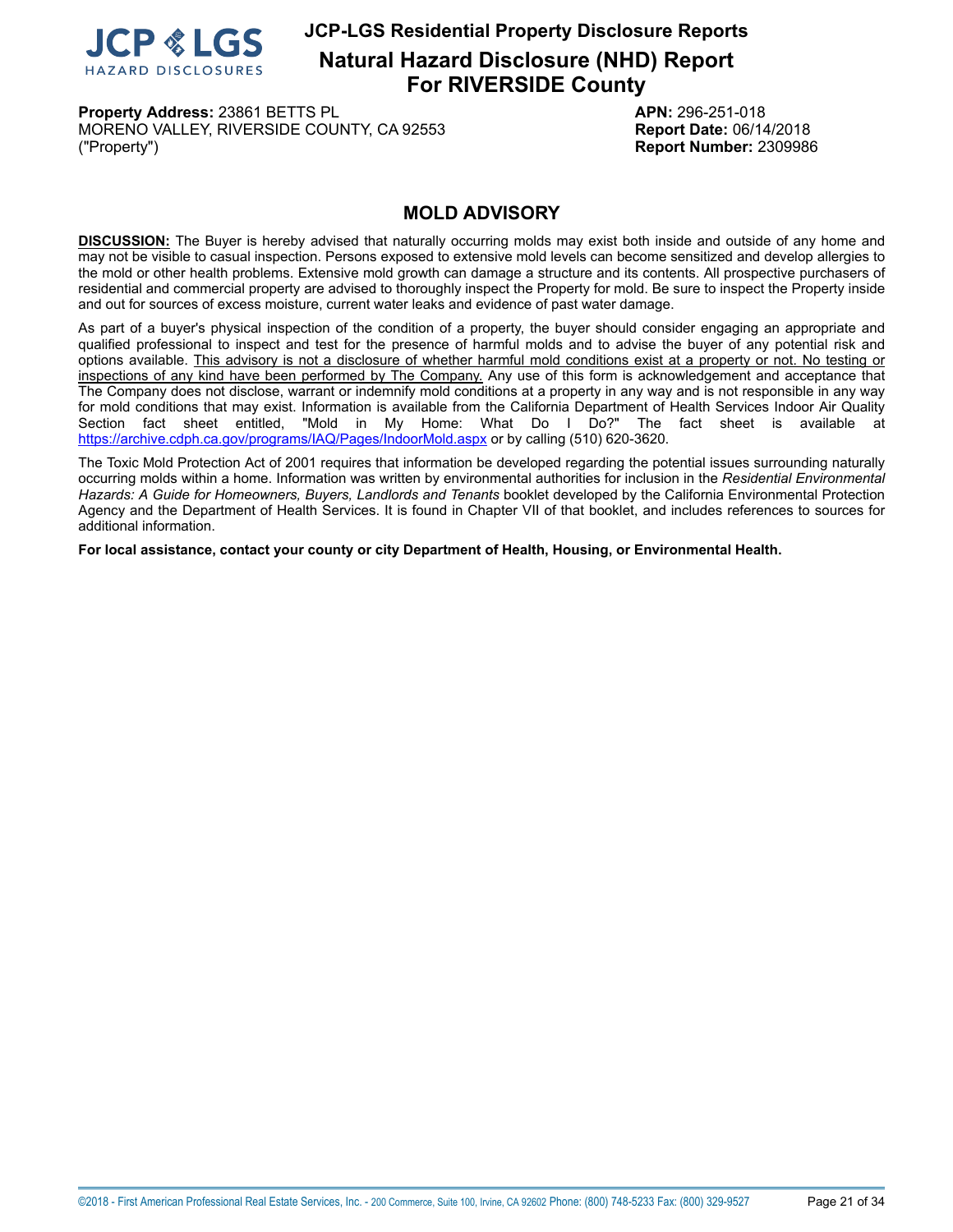# JCP-LGS Residential Property Disclosure Reports

## Natural Hazard Disclosure (NHD) Report For RIVERSIDE County

**Property Address:** 23861 BETTS PL
MORENO VALLEY, RIVERSIDE COUNTY, CA 92553
("Property")

**APN:** 296-251-018
**Report Date:** 06/14/2018
**Report Number:** 2309986

## MOLD ADVISORY

**DISCUSSION:** The Buyer is hereby advised that naturally occurring molds may exist both inside and outside of any home and may not be visible to casual inspection. Persons exposed to extensive mold levels can become sensitized and develop allergies to the mold or other health problems. Extensive mold growth can damage a structure and its contents. All prospective purchasers of residential and commercial property are advised to thoroughly inspect the Property for mold. Be sure to inspect the Property inside and out for sources of excess moisture, current water leaks and evidence of past water damage.

As part of a buyer's physical inspection of the condition of a property, the buyer should consider engaging an appropriate and qualified professional to inspect and test for the presence of harmful molds and to advise the buyer of any potential risk and options available. This advisory is not a disclosure of whether harmful mold conditions exist at a property or not. No testing or inspections of any kind have been performed by The Company. Any use of this form is acknowledgement and acceptance that The Company does not disclose, warrant or indemnify mold conditions at a property in any way and is not responsible in any way for mold conditions that may exist. Information is available from the California Department of Health Services Indoor Air Quality Section fact sheet entitled, "Mold in My Home: What Do I Do?" The fact sheet is available at https://archive.cdph.ca.gov/programs/IAQ/Pages/IndoorMold.aspx or by calling (510) 620-3620.

The Toxic Mold Protection Act of 2001 requires that information be developed regarding the potential issues surrounding naturally occurring molds within a home. Information was written by environmental authorities for inclusion in the *Residential Environmental Hazards: A Guide for Homeowners, Buyers, Landlords and Tenants* booklet developed by the California Environmental Protection Agency and the Department of Health Services. It is found in Chapter VII of that booklet, and includes references to sources for additional information.

**For local assistance, contact your county or city Department of Health, Housing, or Environmental Health.**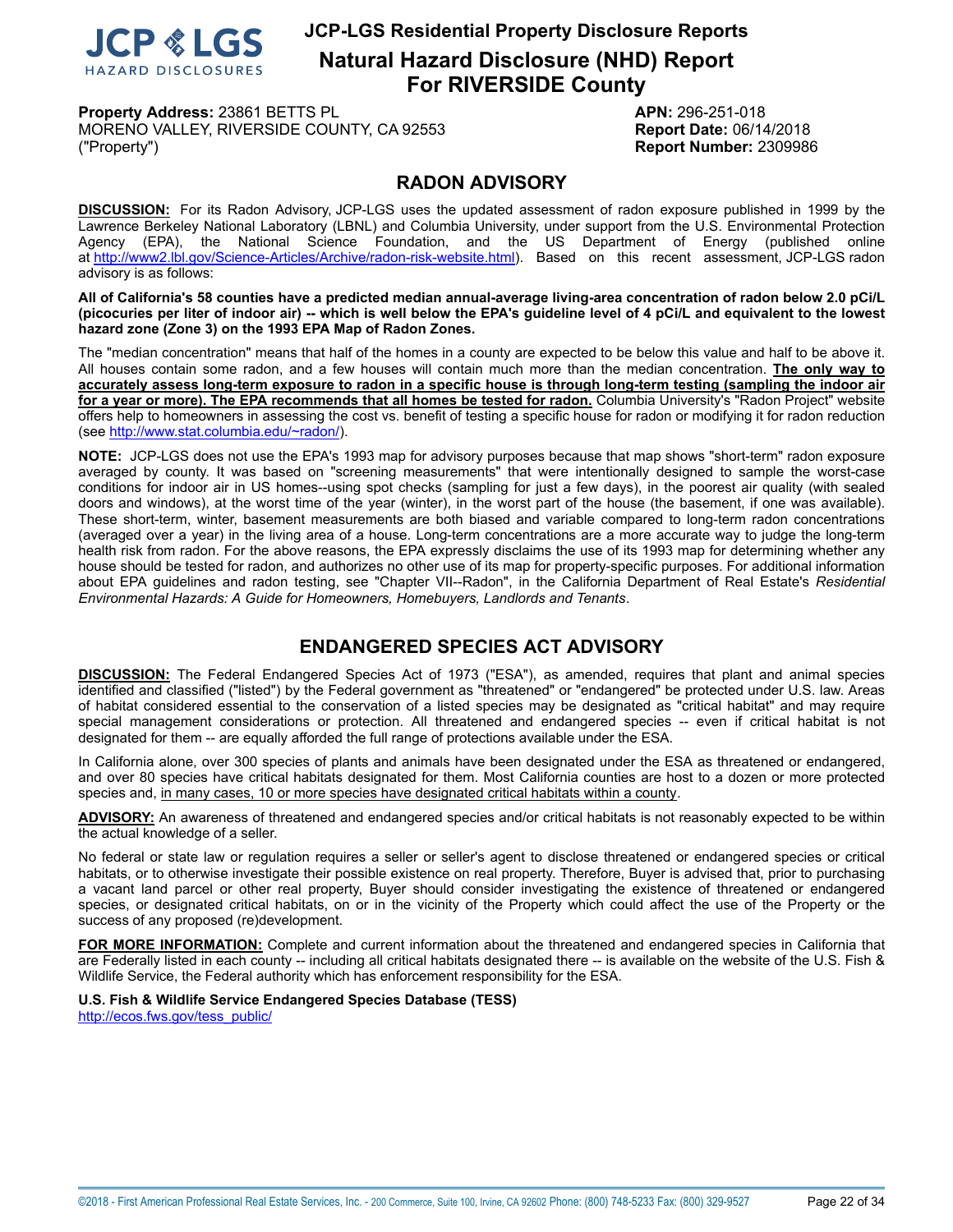# RADON ADVISORY

**DISCUSSION:** For its Radon Advisory, JCP-LGS uses the updated assessment of radon exposure published in 1999 by the Lawrence Berkeley National Laboratory (LBNL) and Columbia University, under support from the U.S. Environmental Protection Agency (EPA), the National Science Foundation, and the US Department of Energy (published online at http://www2.lbl.gov/Science-Articles/Archive/radon-risk-website.html). Based on this recent assessment, JCP-LGS radon advisory is as follows:

**All of California's 58 counties have a predicted median annual-average living-area concentration of radon below 2.0 pCi/L (picocuries per liter of indoor air) -- which is well below the EPA's guideline level of 4 pCi/L and equivalent to the lowest hazard zone (Zone 3) on the 1993 EPA Map of Radon Zones.**

The "median concentration" means that half of the homes in a county are expected to be below this value and half to be above it. All houses contain some radon, and a few houses will contain much more than the median concentration. **The only way to accurately assess long-term exposure to radon in a specific house is through long-term testing (sampling the indoor air for a year or more). The EPA recommends that all homes be tested for radon.** Columbia University's "Radon Project" website offers help to homeowners in assessing the cost vs. benefit of testing a specific house for radon or modifying it for radon reduction (see http://www.stat.columbia.edu/~radon/).

**NOTE:** JCP-LGS does not use the EPA's 1993 map for advisory purposes because that map shows "short-term" radon exposure averaged by county. It was based on "screening measurements" that were intentionally designed to sample the worst-case conditions for indoor air in US homes--using spot checks (sampling for just a few days), in the poorest air quality (with sealed doors and windows), at the worst time of the year (winter), in the worst part of the house (the basement, if one was available). These short-term, winter, basement measurements are both biased and variable compared to long-term radon concentrations (averaged over a year) in the living area of a house. Long-term concentrations are a more accurate way to judge the long-term health risk from radon. For the above reasons, the EPA expressly disclaims the use of its 1993 map for determining whether any house should be tested for radon, and authorizes no other use of its map for property-specific purposes. For additional information about EPA guidelines and radon testing, see "Chapter VII--Radon", in the California Department of Real Estate's *Residential Environmental Hazards: A Guide for Homeowners, Homebuyers, Landlords and Tenants*.

# ENDANGERED SPECIES ACT ADVISORY

**DISCUSSION:** The Federal Endangered Species Act of 1973 ("ESA"), as amended, requires that plant and animal species identified and classified ("listed") by the Federal government as "threatened" or "endangered" be protected under U.S. law. Areas of habitat considered essential to the conservation of a listed species may be designated as "critical habitat" and may require special management considerations or protection. All threatened and endangered species -- even if critical habitat is not designated for them -- are equally afforded the full range of protections available under the ESA.

In California alone, over 300 species of plants and animals have been designated under the ESA as threatened or endangered, and over 80 species have critical habitats designated for them. Most California counties are host to a dozen or more protected species and, in many cases, 10 or more species have designated critical habitats within a county.

**ADVISORY:** An awareness of threatened and endangered species and/or critical habitats is not reasonably expected to be within the actual knowledge of a seller.

No federal or state law or regulation requires a seller or seller's agent to disclose threatened or endangered species or critical habitats, or to otherwise investigate their possible existence on real property. Therefore, Buyer is advised that, prior to purchasing a vacant land parcel or other real property, Buyer should consider investigating the existence of threatened or endangered species, or designated critical habitats, on or in the vicinity of the Property which could affect the use of the Property or the success of any proposed (re)development.

**FOR MORE INFORMATION:** Complete and current information about the threatened and endangered species in California that are Federally listed in each county -- including all critical habitats designated there -- is available on the website of the U.S. Fish & Wildlife Service, the Federal authority which has enforcement responsibility for the ESA.

**U.S. Fish & Wildlife Service Endangered Species Database (TESS)**
http://ecos.fws.gov/tess_public/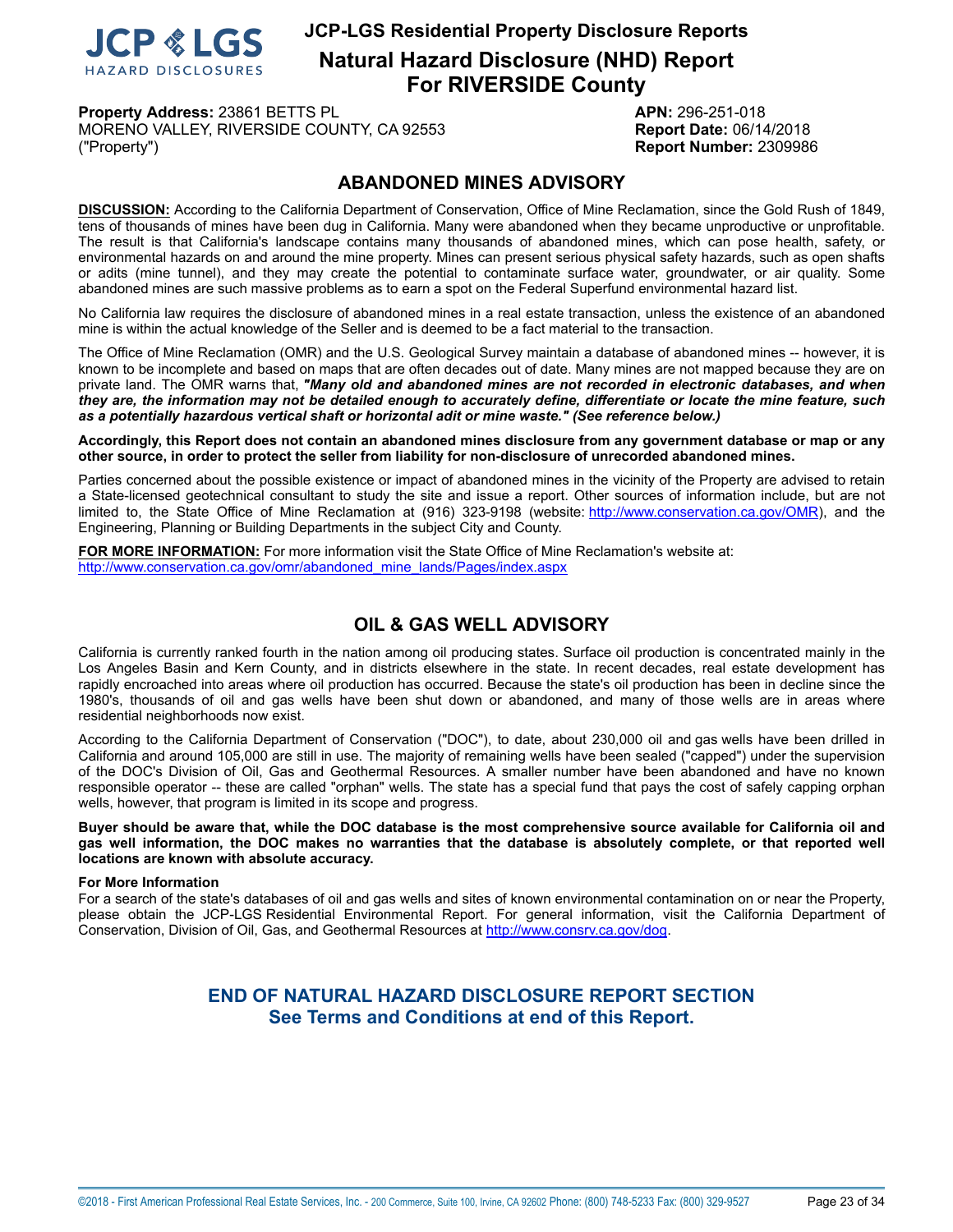**JCP-LGS Residential Property Disclosure Reports**

# Natural Hazard Disclosure (NHD) Report For RIVERSIDE County

**Property Address:** 23861 BETTS PL
MORENO VALLEY, RIVERSIDE COUNTY, CA 92553
("Property")

**APN:** 296-251-018
**Report Date:** 06/14/2018
**Report Number:** 2309986

## ABANDONED MINES ADVISORY

**DISCUSSION:** According to the California Department of Conservation, Office of Mine Reclamation, since the Gold Rush of 1849, tens of thousands of mines have been dug in California. Many were abandoned when they became unproductive or unprofitable. The result is that California's landscape contains many thousands of abandoned mines, which can pose health, safety, or environmental hazards on and around the mine property. Mines can present serious physical safety hazards, such as open shafts or adits (mine tunnel), and they may create the potential to contaminate surface water, groundwater, or air quality. Some abandoned mines are such massive problems as to earn a spot on the Federal Superfund environmental hazard list.

No California law requires the disclosure of abandoned mines in a real estate transaction, unless the existence of an abandoned mine is within the actual knowledge of the Seller and is deemed to be a fact material to the transaction.

The Office of Mine Reclamation (OMR) and the U.S. Geological Survey maintain a database of abandoned mines -- however, it is known to be incomplete and based on maps that are often decades out of date. Many mines are not mapped because they are on private land. The OMR warns that, ***"Many old and abandoned mines are not recorded in electronic databases, and when they are, the information may not be detailed enough to accurately define, differentiate or locate the mine feature, such as a potentially hazardous vertical shaft or horizontal adit or mine waste." (See reference below.)***

**Accordingly, this Report does not contain an abandoned mines disclosure from any government database or map or any other source, in order to protect the seller from liability for non-disclosure of unrecorded abandoned mines.**

Parties concerned about the possible existence or impact of abandoned mines in the vicinity of the Property are advised to retain a State-licensed geotechnical consultant to study the site and issue a report. Other sources of information include, but are not limited to, the State Office of Mine Reclamation at (916) 323-9198 (website: http://www.conservation.ca.gov/OMR), and the Engineering, Planning or Building Departments in the subject City and County.

**FOR MORE INFORMATION:** For more information visit the State Office of Mine Reclamation's website at:
http://www.conservation.ca.gov/omr/abandoned_mine_lands/Pages/index.aspx

## OIL & GAS WELL ADVISORY

California is currently ranked fourth in the nation among oil producing states. Surface oil production is concentrated mainly in the Los Angeles Basin and Kern County, and in districts elsewhere in the state. In recent decades, real estate development has rapidly encroached into areas where oil production has occurred. Because the state's oil production has been in decline since the 1980's, thousands of oil and gas wells have been shut down or abandoned, and many of those wells are in areas where residential neighborhoods now exist.

According to the California Department of Conservation ("DOC"), to date, about 230,000 oil and gas wells have been drilled in California and around 105,000 are still in use. The majority of remaining wells have been sealed ("capped") under the supervision of the DOC's Division of Oil, Gas and Geothermal Resources. A smaller number have been abandoned and have no known responsible operator -- these are called "orphan" wells. The state has a special fund that pays the cost of safely capping orphan wells, however, that program is limited in its scope and progress.

**Buyer should be aware that, while the DOC database is the most comprehensive source available for California oil and gas well information, the DOC makes no warranties that the database is absolutely complete, or that reported well locations are known with absolute accuracy.**

**For More Information**
For a search of the state's databases of oil and gas wells and sites of known environmental contamination on or near the Property, please obtain the JCP-LGS Residential Environmental Report. For general information, visit the California Department of Conservation, Division of Oil, Gas, and Geothermal Resources at http://www.consrv.ca.gov/dog.

**END OF NATURAL HAZARD DISCLOSURE REPORT SECTION**
**See Terms and Conditions at end of this Report.**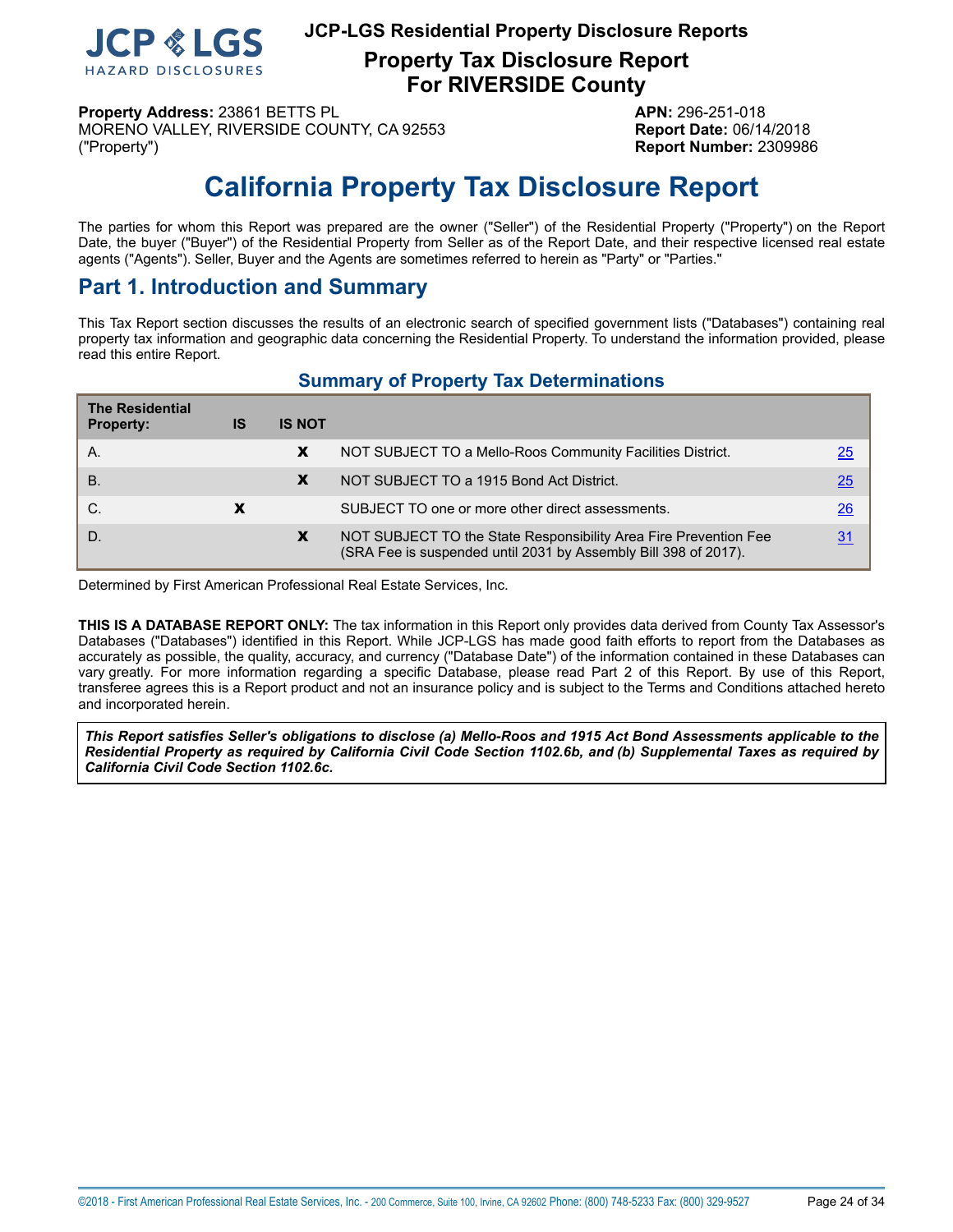**JCP-LGS Residential Property Disclosure Reports**

**Property Tax Disclosure Report**
**For RIVERSIDE County**

**Property Address:** 23861 BETTS PL
MORENO VALLEY, RIVERSIDE COUNTY, CA 92553
("Property")

**APN:** 296-251-018
**Report Date:** 06/14/2018
**Report Number:** 2309986

# California Property Tax Disclosure Report

The parties for whom this Report was prepared are the owner ("Seller") of the Residential Property ("Property") on the Report Date, the buyer ("Buyer") of the Residential Property from Seller as of the Report Date, and their respective licensed real estate agents ("Agents"). Seller, Buyer and the Agents are sometimes referred to herein as "Party" or "Parties."

## Part 1. Introduction and Summary

This Tax Report section discusses the results of an electronic search of specified government lists ("Databases") containing real property tax information and geographic data concerning the Residential Property. To understand the information provided, please read this entire Report.

### Summary of Property Tax Determinations

| The Residential Property: | IS | IS NOT | | |
|---|---|---|---|---|
| A. | | X | NOT SUBJECT TO a Mello-Roos Community Facilities District. | 25 |
| B. | | X | NOT SUBJECT TO a 1915 Bond Act District. | 25 |
| C. | X | | SUBJECT TO one or more other direct assessments. | 26 |
| D. | | X | NOT SUBJECT TO the State Responsibility Area Fire Prevention Fee (SRA Fee is suspended until 2031 by Assembly Bill 398 of 2017). | 31 |

Determined by First American Professional Real Estate Services, Inc.

**THIS IS A DATABASE REPORT ONLY:** The tax information in this Report only provides data derived from County Tax Assessor's Databases ("Databases") identified in this Report. While JCP-LGS has made good faith efforts to report from the Databases as accurately as possible, the quality, accuracy, and currency ("Database Date") of the information contained in these Databases can vary greatly. For more information regarding a specific Database, please read Part 2 of this Report. By use of this Report, transferee agrees this is a Report product and not an insurance policy and is subject to the Terms and Conditions attached hereto and incorporated herein.

***This Report satisfies Seller's obligations to disclose (a) Mello-Roos and 1915 Act Bond Assessments applicable to the Residential Property as required by California Civil Code Section 1102.6b, and (b) Supplemental Taxes as required by California Civil Code Section 1102.6c.***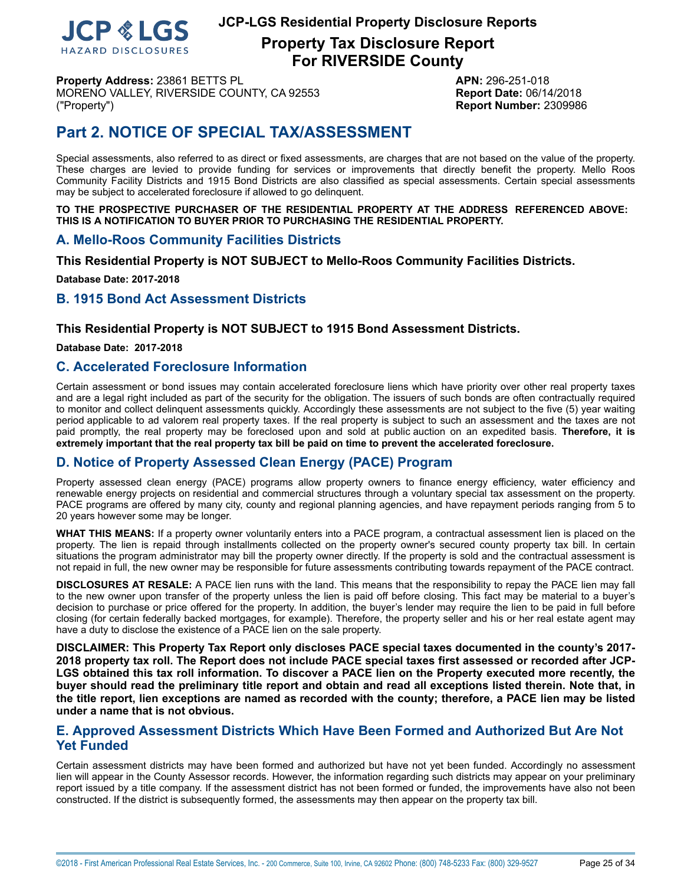**Property Address:** 23861 BETTS PL
MORENO VALLEY, RIVERSIDE COUNTY, CA 92553
("Property")

**APN:** 296-251-018
**Report Date:** 06/14/2018
**Report Number:** 2309986

# Part 2. NOTICE OF SPECIAL TAX/ASSESSMENT

Special assessments, also referred to as direct or fixed assessments, are charges that are not based on the value of the property. These charges are levied to provide funding for services or improvements that directly benefit the property. Mello Roos Community Facility Districts and 1915 Bond Districts are also classified as special assessments. Certain special assessments may be subject to accelerated foreclosure if allowed to go delinquent.

**TO THE PROSPECTIVE PURCHASER OF THE RESIDENTIAL PROPERTY AT THE ADDRESS REFERENCED ABOVE: THIS IS A NOTIFICATION TO BUYER PRIOR TO PURCHASING THE RESIDENTIAL PROPERTY.**

## A. Mello-Roos Community Facilities Districts

**This Residential Property is NOT SUBJECT to Mello-Roos Community Facilities Districts.**

**Database Date: 2017-2018**

## B. 1915 Bond Act Assessment Districts

**This Residential Property is NOT SUBJECT to 1915 Bond Assessment Districts.**

**Database Date: 2017-2018**

## C. Accelerated Foreclosure Information

Certain assessment or bond issues may contain accelerated foreclosure liens which have priority over other real property taxes and are a legal right included as part of the security for the obligation. The issuers of such bonds are often contractually required to monitor and collect delinquent assessments quickly. Accordingly these assessments are not subject to the five (5) year waiting period applicable to ad valorem real property taxes. If the real property is subject to such an assessment and the taxes are not paid promptly, the real property may be foreclosed upon and sold at public auction on an expedited basis. **Therefore, it is extremely important that the real property tax bill be paid on time to prevent the accelerated foreclosure.**

## D. Notice of Property Assessed Clean Energy (PACE) Program

Property assessed clean energy (PACE) programs allow property owners to finance energy efficiency, water efficiency and renewable energy projects on residential and commercial structures through a voluntary special tax assessment on the property. PACE programs are offered by many city, county and regional planning agencies, and have repayment periods ranging from 5 to 20 years however some may be longer.

**WHAT THIS MEANS:** If a property owner voluntarily enters into a PACE program, a contractual assessment lien is placed on the property. The lien is repaid through installments collected on the property owner's secured county property tax bill. In certain situations the program administrator may bill the property owner directly. If the property is sold and the contractual assessment is not repaid in full, the new owner may be responsible for future assessments contributing towards repayment of the PACE contract.

**DISCLOSURES AT RESALE:** A PACE lien runs with the land. This means that the responsibility to repay the PACE lien may fall to the new owner upon transfer of the property unless the lien is paid off before closing. This fact may be material to a buyer's decision to purchase or price offered for the property. In addition, the buyer's lender may require the lien to be paid in full before closing (for certain federally backed mortgages, for example). Therefore, the property seller and his or her real estate agent may have a duty to disclose the existence of a PACE lien on the sale property.

**DISCLAIMER: This Property Tax Report only discloses PACE special taxes documented in the county's 2017-2018 property tax roll. The Report does not include PACE special taxes first assessed or recorded after JCP-LGS obtained this tax roll information. To discover a PACE lien on the Property executed more recently, the buyer should read the preliminary title report and obtain and read all exceptions listed therein. Note that, in the title report, lien exceptions are named as recorded with the county; therefore, a PACE lien may be listed under a name that is not obvious.**

## E. Approved Assessment Districts Which Have Been Formed and Authorized But Are Not Yet Funded

Certain assessment districts may have been formed and authorized but have not yet been funded. Accordingly no assessment lien will appear in the County Assessor records. However, the information regarding such districts may appear on your preliminary report issued by a title company. If the assessment district has not been formed or funded, the improvements have also not been constructed. If the district is subsequently formed, the assessments may then appear on the property tax bill.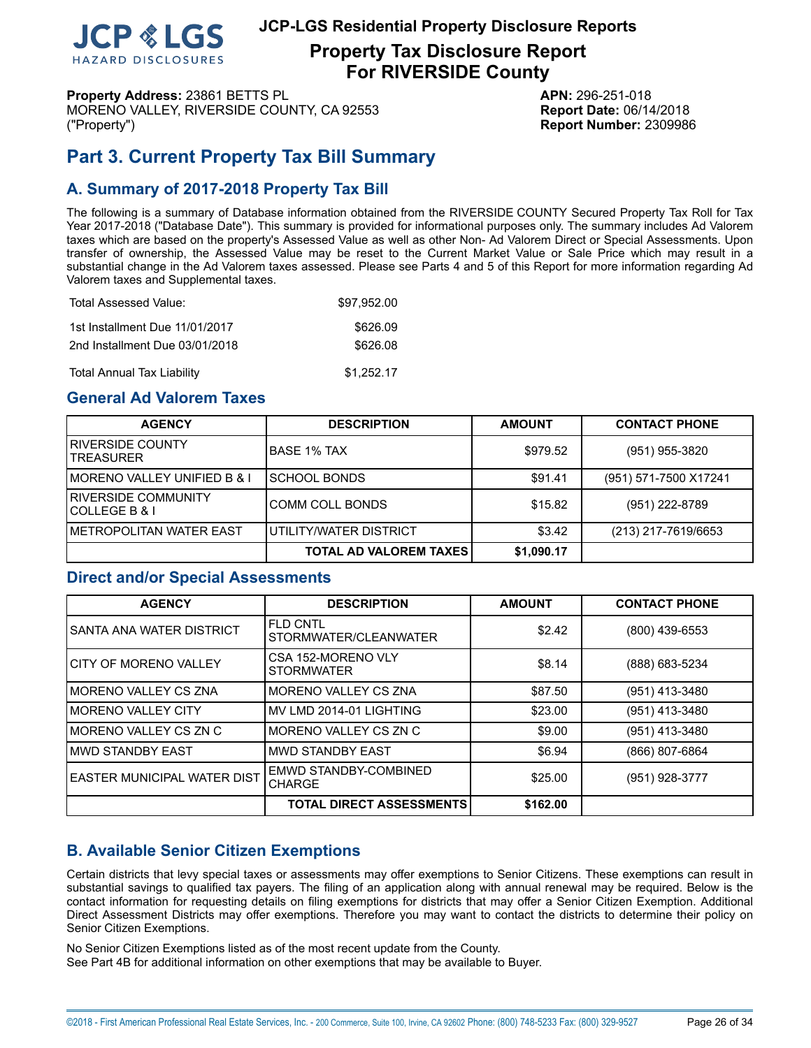**JCP-LGS Residential Property Disclosure Reports**

# Property Tax Disclosure Report
# For RIVERSIDE County

**Property Address:** 23861 BETTS PL
MORENO VALLEY, RIVERSIDE COUNTY, CA 92553
("Property")

**APN:** 296-251-018
**Report Date:** 06/14/2018
**Report Number:** 2309986

## Part 3. Current Property Tax Bill Summary

### A. Summary of 2017-2018 Property Tax Bill

The following is a summary of Database information obtained from the RIVERSIDE COUNTY Secured Property Tax Roll for Tax Year 2017-2018 ("Database Date"). This summary is provided for informational purposes only. The summary includes Ad Valorem taxes which are based on the property's Assessed Value as well as other Non- Ad Valorem Direct or Special Assessments. Upon transfer of ownership, the Assessed Value may be reset to the Current Market Value or Sale Price which may result in a substantial change in the Ad Valorem taxes assessed. Please see Parts 4 and 5 of this Report for more information regarding Ad Valorem taxes and Supplemental taxes.

| | |
|---|---|
| Total Assessed Value: | $97,952.00 |
| 1st Installment Due 11/01/2017 | $626.09 |
| 2nd Installment Due 03/01/2018 | $626.08 |
| Total Annual Tax Liability | $1,252.17 |

### General Ad Valorem Taxes

| AGENCY | DESCRIPTION | AMOUNT | CONTACT PHONE |
|---|---|---|---|
| RIVERSIDE COUNTY TREASURER | BASE 1% TAX | $979.52 | (951) 955-3820 |
| MORENO VALLEY UNIFIED B & I | SCHOOL BONDS | $91.41 | (951) 571-7500 X17241 |
| RIVERSIDE COMMUNITY COLLEGE B & I | COMM COLL BONDS | $15.82 | (951) 222-8789 |
| METROPOLITAN WATER EAST | UTILITY/WATER DISTRICT | $3.42 | (213) 217-7619/6653 |
| | **TOTAL AD VALOREM TAXES** | **$1,090.17** | |

### Direct and/or Special Assessments

| AGENCY | DESCRIPTION | AMOUNT | CONTACT PHONE |
|---|---|---|---|
| SANTA ANA WATER DISTRICT | FLD CNTL STORMWATER/CLEANWATER | $2.42 | (800) 439-6553 |
| CITY OF MORENO VALLEY | CSA 152-MORENO VLY STORMWATER | $8.14 | (888) 683-5234 |
| MORENO VALLEY CS ZNA | MORENO VALLEY CS ZNA | $87.50 | (951) 413-3480 |
| MORENO VALLEY CITY | MV LMD 2014-01 LIGHTING | $23.00 | (951) 413-3480 |
| MORENO VALLEY CS ZN C | MORENO VALLEY CS ZN C | $9.00 | (951) 413-3480 |
| MWD STANDBY EAST | MWD STANDBY EAST | $6.94 | (866) 807-6864 |
| EASTER MUNICIPAL WATER DIST | EMWD STANDBY-COMBINED CHARGE | $25.00 | (951) 928-3777 |
| | **TOTAL DIRECT ASSESSMENTS** | **$162.00** | |

### B. Available Senior Citizen Exemptions

Certain districts that levy special taxes or assessments may offer exemptions to Senior Citizens. These exemptions can result in substantial savings to qualified tax payers. The filing of an application along with annual renewal may be required. Below is the contact information for requesting details on filing exemptions for districts that may offer a Senior Citizen Exemption. Additional Direct Assessment Districts may offer exemptions. Therefore you may want to contact the districts to determine their policy on Senior Citizen Exemptions.

No Senior Citizen Exemptions listed as of the most recent update from the County.
See Part 4B for additional information on other exemptions that may be available to Buyer.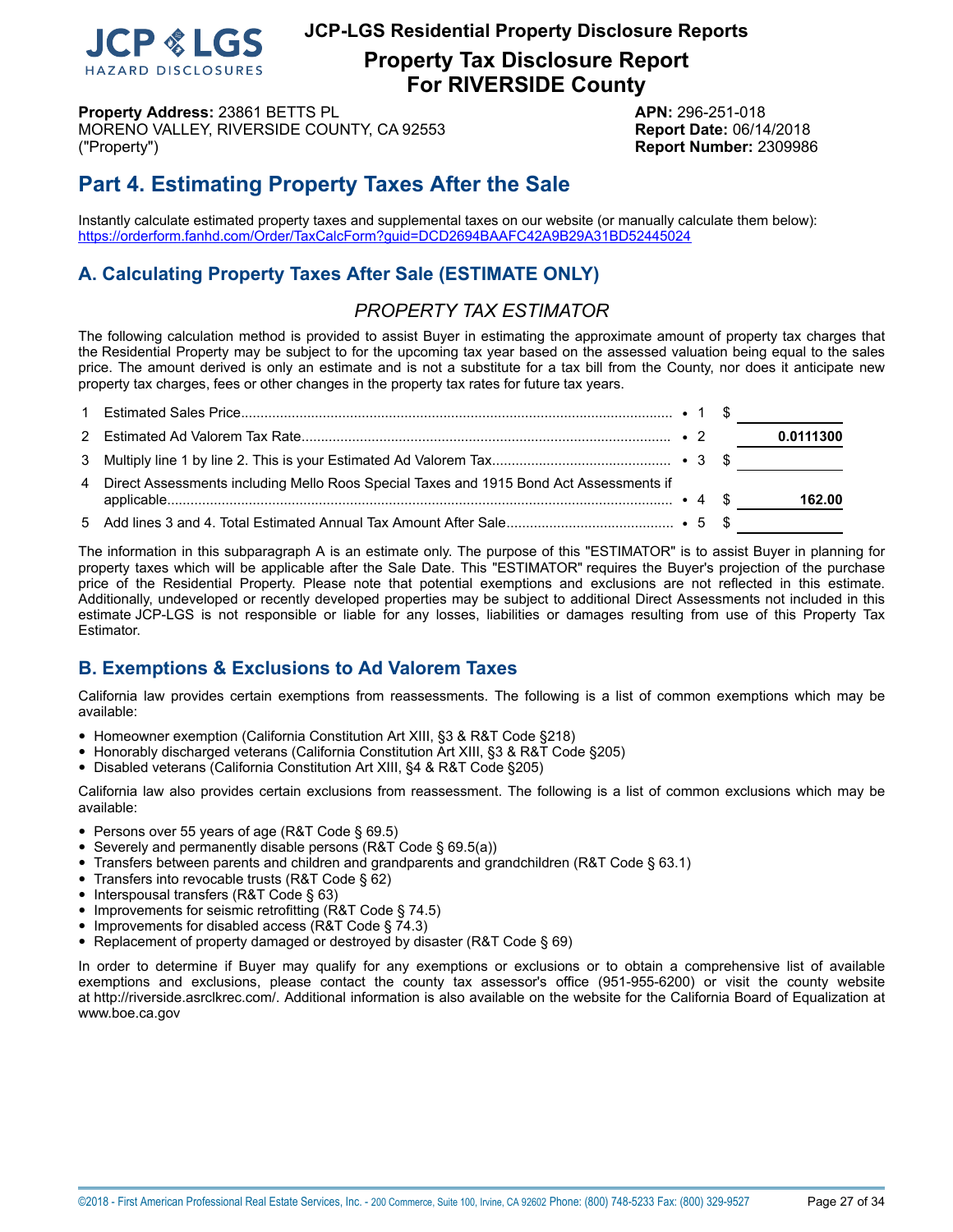**JCP-LGS Residential Property Disclosure Reports**

# Property Tax Disclosure Report For RIVERSIDE County

**Property Address:** 23861 BETTS PL
MORENO VALLEY, RIVERSIDE COUNTY, CA 92553
("Property")

**APN:** 296-251-018
**Report Date:** 06/14/2018
**Report Number:** 2309986

## Part 4. Estimating Property Taxes After the Sale

Instantly calculate estimated property taxes and supplemental taxes on our website (or manually calculate them below):
https://orderform.fanhd.com/Order/TaxCalcForm?guid=DCD2694BAAFC42A9B29A31BD52445024

### A. Calculating Property Taxes After Sale (ESTIMATE ONLY)

*PROPERTY TAX ESTIMATOR*

The following calculation method is provided to assist Buyer in estimating the approximate amount of property tax charges that the Residential Property may be subject to for the upcoming tax year based on the assessed valuation being equal to the sales price. The amount derived is only an estimate and is not a substitute for a tax bill from the County, nor does it anticipate new property tax charges, fees or other changes in the property tax rates for future tax years.

| | | | | |
|---|---|---|---|---|
| 1 | Estimated Sales Price | • 1 | $ | |
| 2 | Estimated Ad Valorem Tax Rate | • 2 | | **0.0111300** |
| 3 | Multiply line 1 by line 2. This is your Estimated Ad Valorem Tax | • 3 | $ | |
| 4 | Direct Assessments including Mello Roos Special Taxes and 1915 Bond Act Assessments if applicable | • 4 | $ | **162.00** |
| 5 | Add lines 3 and 4. Total Estimated Annual Tax Amount After Sale | • 5 | $ | |

The information in this subparagraph A is an estimate only. The purpose of this "ESTIMATOR" is to assist Buyer in planning for property taxes which will be applicable after the Sale Date. This "ESTIMATOR" requires the Buyer's projection of the purchase price of the Residential Property. Please note that potential exemptions and exclusions are not reflected in this estimate. Additionally, undeveloped or recently developed properties may be subject to additional Direct Assessments not included in this estimate JCP-LGS is not responsible or liable for any losses, liabilities or damages resulting from use of this Property Tax Estimator.

### B. Exemptions & Exclusions to Ad Valorem Taxes

California law provides certain exemptions from reassessments. The following is a list of common exemptions which may be available:

- Homeowner exemption (California Constitution Art XIII, §3 & R&T Code §218)
- Honorably discharged veterans (California Constitution Art XIII, §3 & R&T Code §205)
- Disabled veterans (California Constitution Art XIII, §4 & R&T Code §205)

California law also provides certain exclusions from reassessment. The following is a list of common exclusions which may be available:

- Persons over 55 years of age (R&T Code § 69.5)
- Severely and permanently disable persons (R&T Code § 69.5(a))
- Transfers between parents and children and grandparents and grandchildren (R&T Code § 63.1)
- Transfers into revocable trusts (R&T Code § 62)
- Interspousal transfers (R&T Code § 63)
- Improvements for seismic retrofitting (R&T Code § 74.5)
- Improvements for disabled access (R&T Code § 74.3)
- Replacement of property damaged or destroyed by disaster (R&T Code § 69)

In order to determine if Buyer may qualify for any exemptions or exclusions or to obtain a comprehensive list of available exemptions and exclusions, please contact the county tax assessor's office (951-955-6200) or visit the county website at http://riverside.asrclkrec.com/. Additional information is also available on the website for the California Board of Equalization at www.boe.ca.gov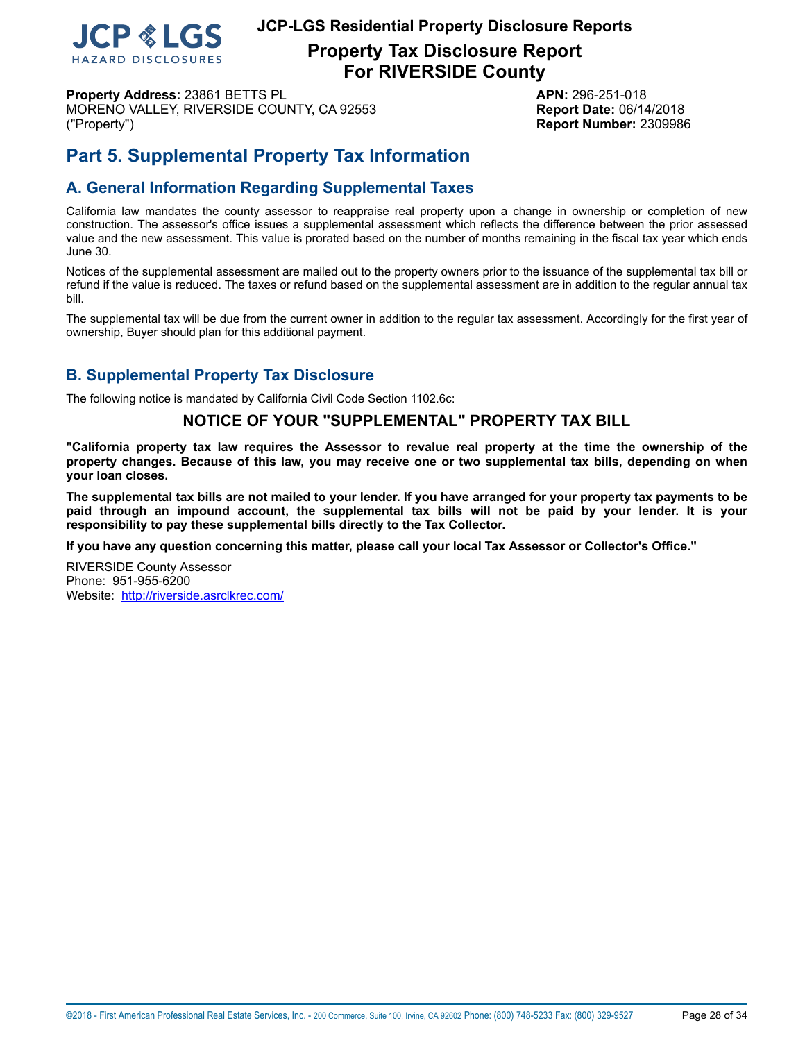# Part 5. Supplemental Property Tax Information

## A. General Information Regarding Supplemental Taxes

California law mandates the county assessor to reappraise real property upon a change in ownership or completion of new construction. The assessor's office issues a supplemental assessment which reflects the difference between the prior assessed value and the new assessment. This value is prorated based on the number of months remaining in the fiscal tax year which ends June 30.

Notices of the supplemental assessment are mailed out to the property owners prior to the issuance of the supplemental tax bill or refund if the value is reduced. The taxes or refund based on the supplemental assessment are in addition to the regular annual tax bill.

The supplemental tax will be due from the current owner in addition to the regular tax assessment. Accordingly for the first year of ownership, Buyer should plan for this additional payment.

## B. Supplemental Property Tax Disclosure

The following notice is mandated by California Civil Code Section 1102.6c:

### NOTICE OF YOUR "SUPPLEMENTAL" PROPERTY TAX BILL

**"California property tax law requires the Assessor to revalue real property at the time the ownership of the property changes. Because of this law, you may receive one or two supplemental tax bills, depending on when your loan closes.**

**The supplemental tax bills are not mailed to your lender. If you have arranged for your property tax payments to be paid through an impound account, the supplemental tax bills will not be paid by your lender. It is your responsibility to pay these supplemental bills directly to the Tax Collector.**

**If you have any question concerning this matter, please call your local Tax Assessor or Collector's Office."**

RIVERSIDE County Assessor
Phone: 951-955-6200
Website: http://riverside.asrclkrec.com/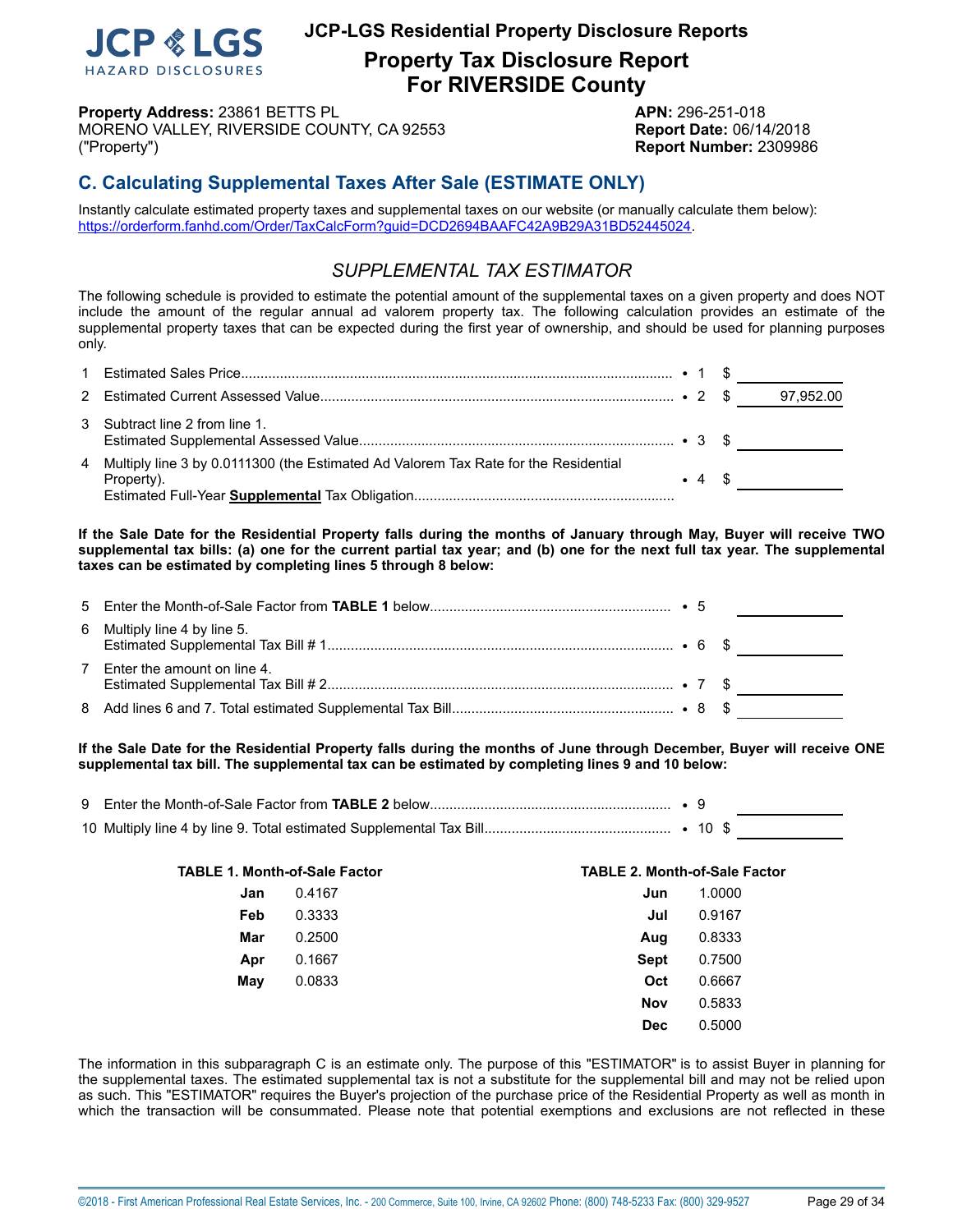# JCP-LGS Residential Property Disclosure Reports

## Property Tax Disclosure Report For RIVERSIDE County

**Property Address:** 23861 BETTS PL
MORENO VALLEY, RIVERSIDE COUNTY, CA 92553
("Property")

**APN:** 296-251-018
**Report Date:** 06/14/2018
**Report Number:** 2309986

## C. Calculating Supplemental Taxes After Sale (ESTIMATE ONLY)

Instantly calculate estimated property taxes and supplemental taxes on our website (or manually calculate them below): https://orderform.fanhd.com/Order/TaxCalcForm?guid=DCD2694BAAFC42A9B29A31BD52445024.

### *SUPPLEMENTAL TAX ESTIMATOR*

The following schedule is provided to estimate the potential amount of the supplemental taxes on a given property and does NOT include the amount of the regular annual ad valorem property tax. The following calculation provides an estimate of the supplemental property taxes that can be expected during the first year of ownership, and should be used for planning purposes only.

| | | | |
|---|---|---|---|
| 1 | Estimated Sales Price | • 1 | $ |
| 2 | Estimated Current Assessed Value | • 2 | $ 97,952.00 |
| 3 | Subtract line 2 from line 1. Estimated Supplemental Assessed Value | • 3 | $ |
| 4 | Multiply line 3 by 0.0111300 (the Estimated Ad Valorem Tax Rate for the Residential Property). Estimated Full-Year **Supplemental** Tax Obligation | • 4 | $ |

**If the Sale Date for the Residential Property falls during the months of January through May, Buyer will receive TWO supplemental tax bills: (a) one for the current partial tax year; and (b) one for the next full tax year. The supplemental taxes can be estimated by completing lines 5 through 8 below:**

| | | | |
|---|---|---|---|
| 5 | Enter the Month-of-Sale Factor from **TABLE 1** below | • 5 | |
| 6 | Multiply line 4 by line 5. Estimated Supplemental Tax Bill # 1 | • 6 | $ |
| 7 | Enter the amount on line 4. Estimated Supplemental Tax Bill # 2 | • 7 | $ |
| 8 | Add lines 6 and 7. Total estimated Supplemental Tax Bill | • 8 | $ |

**If the Sale Date for the Residential Property falls during the months of June through December, Buyer will receive ONE supplemental tax bill. The supplemental tax can be estimated by completing lines 9 and 10 below:**

| | | | |
|---|---|---|---|
| 9 | Enter the Month-of-Sale Factor from **TABLE 2** below | • 9 | |
| 10 | Multiply line 4 by line 9. Total estimated Supplemental Tax Bill | • 10 | $ |

**TABLE 1. Month-of-Sale Factor**

| Month | Factor |
|---|---|
| **Jan** | 0.4167 |
| **Feb** | 0.3333 |
| **Mar** | 0.2500 |
| **Apr** | 0.1667 |
| **May** | 0.0833 |

**TABLE 2. Month-of-Sale Factor**

| Month | Factor |
|---|---|
| **Jun** | 1.0000 |
| **Jul** | 0.9167 |
| **Aug** | 0.8333 |
| **Sept** | 0.7500 |
| **Oct** | 0.6667 |
| **Nov** | 0.5833 |
| **Dec** | 0.5000 |

The information in this subparagraph C is an estimate only. The purpose of this "ESTIMATOR" is to assist Buyer in planning for the supplemental taxes. The estimated supplemental tax is not a substitute for the supplemental bill and may not be relied upon as such. This "ESTIMATOR" requires the Buyer's projection of the purchase price of the Residential Property as well as month in which the transaction will be consummated. Please note that potential exemptions and exclusions are not reflected in these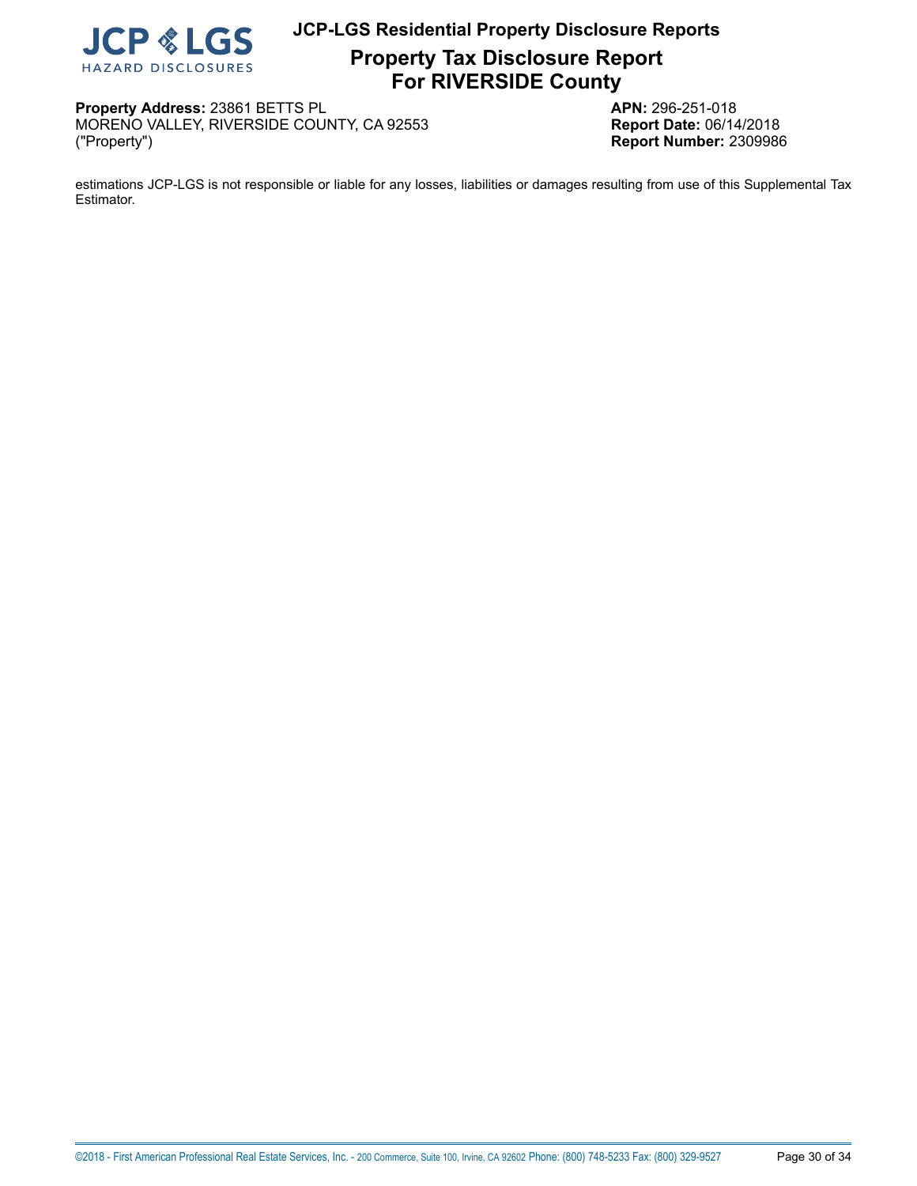estimations JCP-LGS is not responsible or liable for any losses, liabilities or damages resulting from use of this Supplemental Tax Estimator.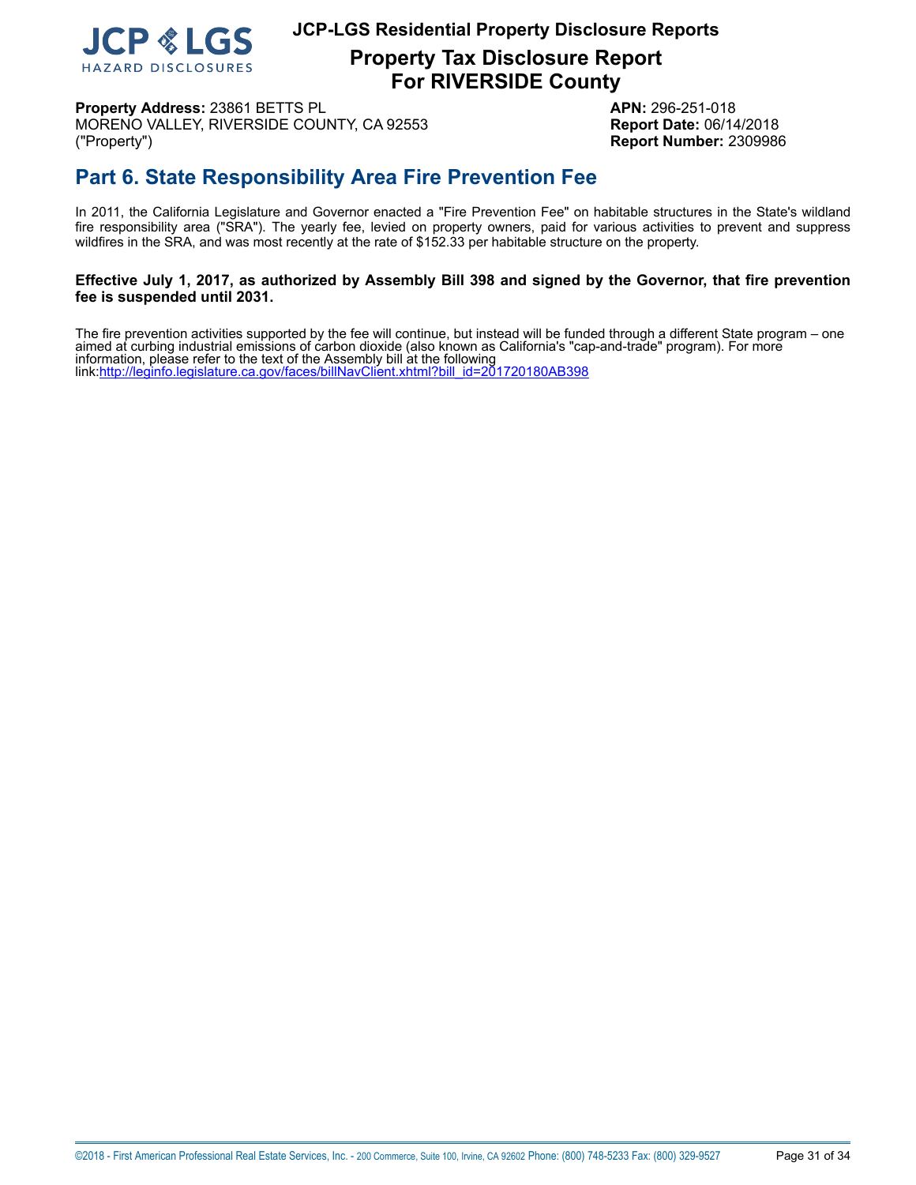**JCP-LGS Residential Property Disclosure Reports**

# Property Tax Disclosure Report For RIVERSIDE County

**Property Address:** 23861 BETTS PL
MORENO VALLEY, RIVERSIDE COUNTY, CA 92553
("Property")

**APN:** 296-251-018
**Report Date:** 06/14/2018
**Report Number:** 2309986

## Part 6. State Responsibility Area Fire Prevention Fee

In 2011, the California Legislature and Governor enacted a "Fire Prevention Fee" on habitable structures in the State's wildland fire responsibility area ("SRA"). The yearly fee, levied on property owners, paid for various activities to prevent and suppress wildfires in the SRA, and was most recently at the rate of $152.33 per habitable structure on the property.

**Effective July 1, 2017, as authorized by Assembly Bill 398 and signed by the Governor, that fire prevention fee is suspended until 2031.**

The fire prevention activities supported by the fee will continue, but instead will be funded through a different State program – one aimed at curbing industrial emissions of carbon dioxide (also known as California's "cap-and-trade" program). For more information, please refer to the text of the Assembly bill at the following link:http://leginfo.legislature.ca.gov/faces/billNavClient.xhtml?bill_id=201720180AB398

©2018 - First American Professional Real Estate Services, Inc. - 200 Commerce, Suite 100, Irvine, CA 92602 Phone: (800) 748-5233 Fax: (800) 329-9527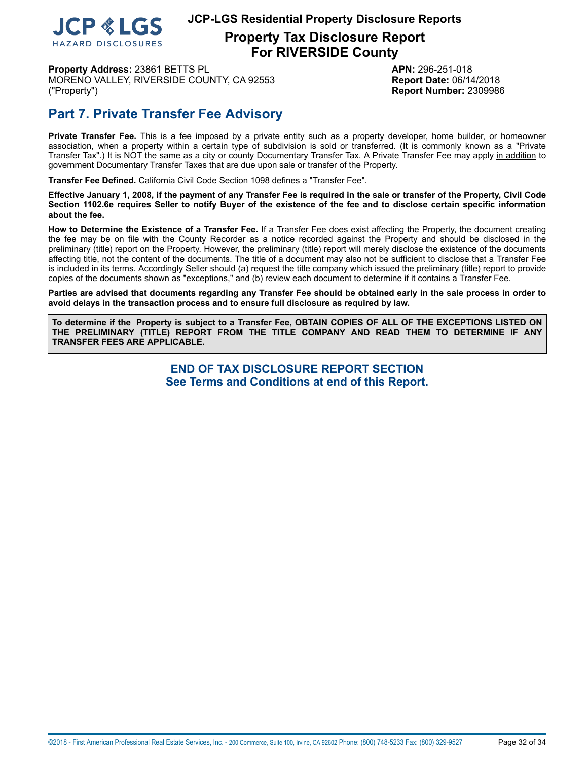**Property Address:** 23861 BETTS PL
MORENO VALLEY, RIVERSIDE COUNTY, CA 92553
("Property")

**APN:** 296-251-018
**Report Date:** 06/14/2018
**Report Number:** 2309986

## Part 7. Private Transfer Fee Advisory

**Private Transfer Fee.** This is a fee imposed by a private entity such as a property developer, home builder, or homeowner association, when a property within a certain type of subdivision is sold or transferred. (It is commonly known as a "Private Transfer Tax".) It is NOT the same as a city or county Documentary Transfer Tax. A Private Transfer Fee may apply in addition to government Documentary Transfer Taxes that are due upon sale or transfer of the Property.

**Transfer Fee Defined.** California Civil Code Section 1098 defines a "Transfer Fee".

**Effective January 1, 2008, if the payment of any Transfer Fee is required in the sale or transfer of the Property, Civil Code Section 1102.6e requires Seller to notify Buyer of the existence of the fee and to disclose certain specific information about the fee.**

**How to Determine the Existence of a Transfer Fee.** If a Transfer Fee does exist affecting the Property, the document creating the fee may be on file with the County Recorder as a notice recorded against the Property and should be disclosed in the preliminary (title) report on the Property. However, the preliminary (title) report will merely disclose the existence of the documents affecting title, not the content of the documents. The title of a document may also not be sufficient to disclose that a Transfer Fee is included in its terms. Accordingly Seller should (a) request the title company which issued the preliminary (title) report to provide copies of the documents shown as "exceptions," and (b) review each document to determine if it contains a Transfer Fee.

**Parties are advised that documents regarding any Transfer Fee should be obtained early in the sale process in order to avoid delays in the transaction process and to ensure full disclosure as required by law.**

**To determine if the Property is subject to a Transfer Fee, OBTAIN COPIES OF ALL OF THE EXCEPTIONS LISTED ON THE PRELIMINARY (TITLE) REPORT FROM THE TITLE COMPANY AND READ THEM TO DETERMINE IF ANY TRANSFER FEES ARE APPLICABLE.**

**END OF TAX DISCLOSURE REPORT SECTION**
**See Terms and Conditions at end of this Report.**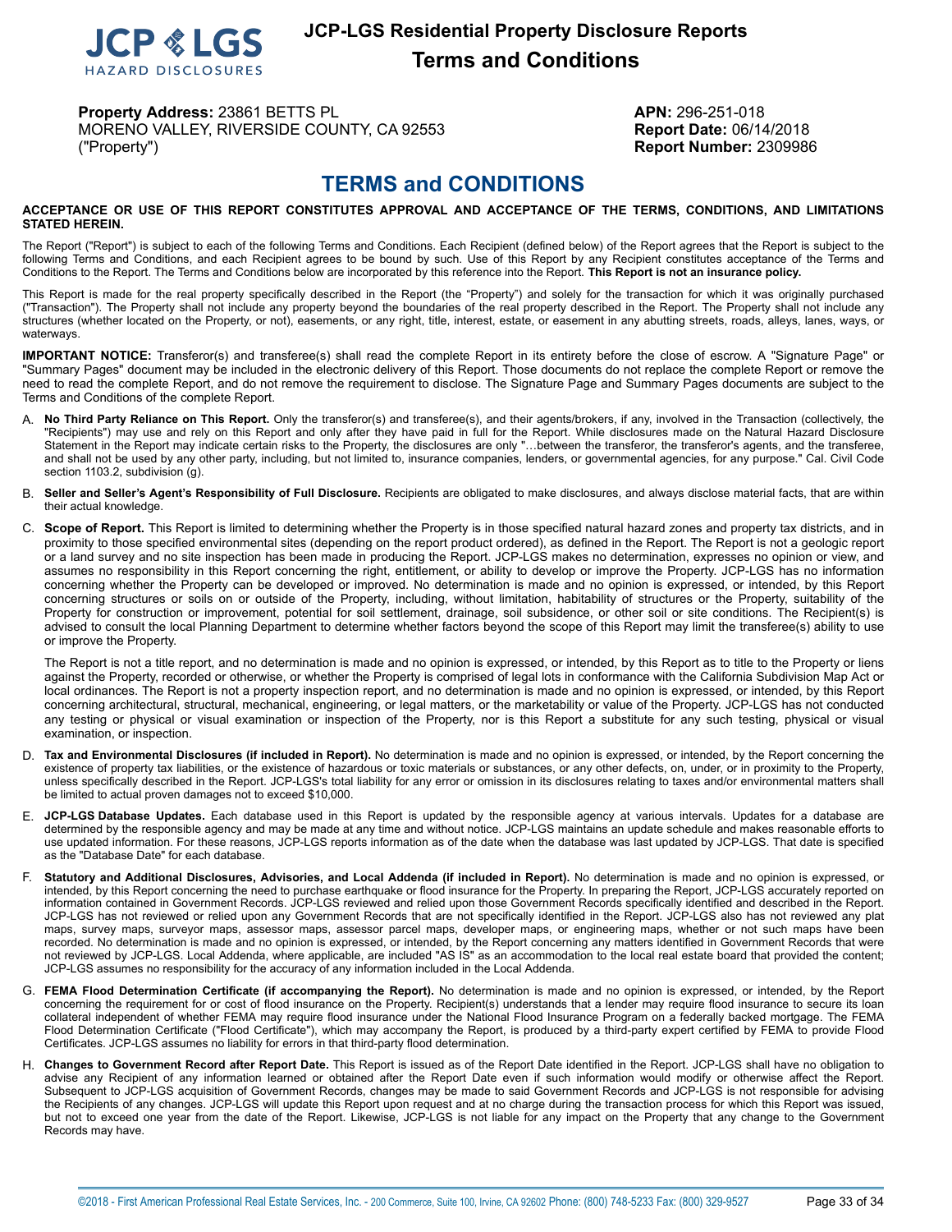**JCP-LGS Residential Property Disclosure Reports**

# Terms and Conditions

**Property Address:** 23861 BETTS PL
MORENO VALLEY, RIVERSIDE COUNTY, CA 92553
("Property")

**APN:** 296-251-018
**Report Date:** 06/14/2018
**Report Number:** 2309986

## TERMS and CONDITIONS

**ACCEPTANCE OR USE OF THIS REPORT CONSTITUTES APPROVAL AND ACCEPTANCE OF THE TERMS, CONDITIONS, AND LIMITATIONS STATED HEREIN.**

The Report ("Report") is subject to each of the following Terms and Conditions. Each Recipient (defined below) of the Report agrees that the Report is subject to the following Terms and Conditions, and each Recipient agrees to be bound by such. Use of this Report by any Recipient constitutes acceptance of the Terms and Conditions to the Report. The Terms and Conditions below are incorporated by this reference into the Report. **This Report is not an insurance policy.**

This Report is made for the real property specifically described in the Report (the "Property") and solely for the transaction for which it was originally purchased ("Transaction"). The Property shall not include any property beyond the boundaries of the real property described in the Report. The Property shall not include any structures (whether located on the Property, or not), easements, or any right, title, interest, estate, or easement in any abutting streets, roads, alleys, lanes, ways, or waterways.

**IMPORTANT NOTICE:** Transferor(s) and transferee(s) shall read the complete Report in its entirety before the close of escrow. A "Signature Page" or "Summary Pages" document may be included in the electronic delivery of this Report. Those documents do not replace the complete Report or remove the need to read the complete Report, and do not remove the requirement to disclose. The Signature Page and Summary Pages documents are subject to the Terms and Conditions of the complete Report.

A. **No Third Party Reliance on This Report.** Only the transferor(s) and transferee(s), and their agents/brokers, if any, involved in the Transaction (collectively, the "Recipients") may use and rely on this Report and only after they have paid in full for the Report. While disclosures made on the Natural Hazard Disclosure Statement in the Report may indicate certain risks to the Property, the disclosures are only "…between the transferor, the transferor's agents, and the transferee, and shall not be used by any other party, including, but not limited to, insurance companies, lenders, or governmental agencies, for any purpose." Cal. Civil Code section 1103.2, subdivision (g).

B. **Seller and Seller's Agent's Responsibility of Full Disclosure.** Recipients are obligated to make disclosures, and always disclose material facts, that are within their actual knowledge.

C. **Scope of Report.** This Report is limited to determining whether the Property is in those specified natural hazard zones and property tax districts, and in proximity to those specified environmental sites (depending on the report product ordered), as defined in the Report. The Report is not a geologic report or a land survey and no site inspection has been made in producing the Report. JCP-LGS makes no determination, expresses no opinion or view, and assumes no responsibility in this Report concerning the right, entitlement, or ability to develop or improve the Property. JCP-LGS has no information concerning whether the Property can be developed or improved. No determination is made and no opinion is expressed, or intended, by this Report concerning structures or soils on or outside of the Property, including, without limitation, habitability of structures or the Property, suitability of the Property for construction or improvement, potential for soil settlement, drainage, soil subsidence, or other soil or site conditions. The Recipient(s) is advised to consult the local Planning Department to determine whether factors beyond the scope of this Report may limit the transferee(s) ability to use or improve the Property.

   The Report is not a title report, and no determination is made and no opinion is expressed, or intended, by this Report as to title to the Property or liens against the Property, recorded or otherwise, or whether the Property is comprised of legal lots in conformance with the California Subdivision Map Act or local ordinances. The Report is not a property inspection report, and no determination is made and no opinion is expressed, or intended, by this Report concerning architectural, structural, mechanical, engineering, or legal matters, or the marketability or value of the Property. JCP-LGS has not conducted any testing or physical or visual examination or inspection of the Property, nor is this Report a substitute for any such testing, physical or visual examination, or inspection.

D. **Tax and Environmental Disclosures (if included in Report).** No determination is made and no opinion is expressed, or intended, by the Report concerning the existence of property tax liabilities, or the existence of hazardous or toxic materials or substances, or any other defects, on, under, or in proximity to the Property, unless specifically described in the Report. JCP-LGS's total liability for any error or omission in its disclosures relating to taxes and/or environmental matters shall be limited to actual proven damages not to exceed $10,000.

E. **JCP-LGS Database Updates.** Each database used in this Report is updated by the responsible agency at various intervals. Updates for a database are determined by the responsible agency and may be made at any time and without notice. JCP-LGS maintains an update schedule and makes reasonable efforts to use updated information. For these reasons, JCP-LGS reports information as of the date when the database was last updated by JCP-LGS. That date is specified as the "Database Date" for each database.

F. **Statutory and Additional Disclosures, Advisories, and Local Addenda (if included in Report).** No determination is made and no opinion is expressed, or intended, by this Report concerning the need to purchase earthquake or flood insurance for the Property. In preparing the Report, JCP-LGS accurately reported on information contained in Government Records. JCP-LGS reviewed and relied upon those Government Records specifically identified and described in the Report. JCP-LGS has not reviewed or relied upon any Government Records that are not specifically identified in the Report. JCP-LGS also has not reviewed any plat maps, survey maps, surveyor maps, assessor maps, assessor parcel maps, developer maps, or engineering maps, whether or not such maps have been recorded. No determination is made and no opinion is expressed, or intended, by the Report concerning any matters identified in Government Records that were not reviewed by JCP-LGS. Local Addenda, where applicable, are included "AS IS" as an accommodation to the local real estate board that provided the content; JCP-LGS assumes no responsibility for the accuracy of any information included in the Local Addenda.

G. **FEMA Flood Determination Certificate (if accompanying the Report).** No determination is made and no opinion is expressed, or intended, by the Report concerning the requirement for or cost of flood insurance on the Property. Recipient(s) understands that a lender may require flood insurance to secure its loan collateral independent of whether FEMA may require flood insurance under the National Flood Insurance Program on a federally backed mortgage. The FEMA Flood Determination Certificate ("Flood Certificate"), which may accompany the Report, is produced by a third-party expert certified by FEMA to provide Flood Certificates. JCP-LGS assumes no liability for errors in that third-party flood determination.

H. **Changes to Government Record after Report Date.** This Report is issued as of the Report Date identified in the Report. JCP-LGS shall have no obligation to advise any Recipient of any information learned or obtained after the Report Date even if such information would modify or otherwise affect the Report. Subsequent to JCP-LGS acquisition of Government Records, changes may be made to said Government Records and JCP-LGS is not responsible for advising the Recipients of any changes. JCP-LGS will update this Report upon request and at no charge during the transaction process for which this Report was issued, but not to exceed one year from the date of the Report. Likewise, JCP-LGS is not liable for any impact on the Property that any change to the Government Records may have.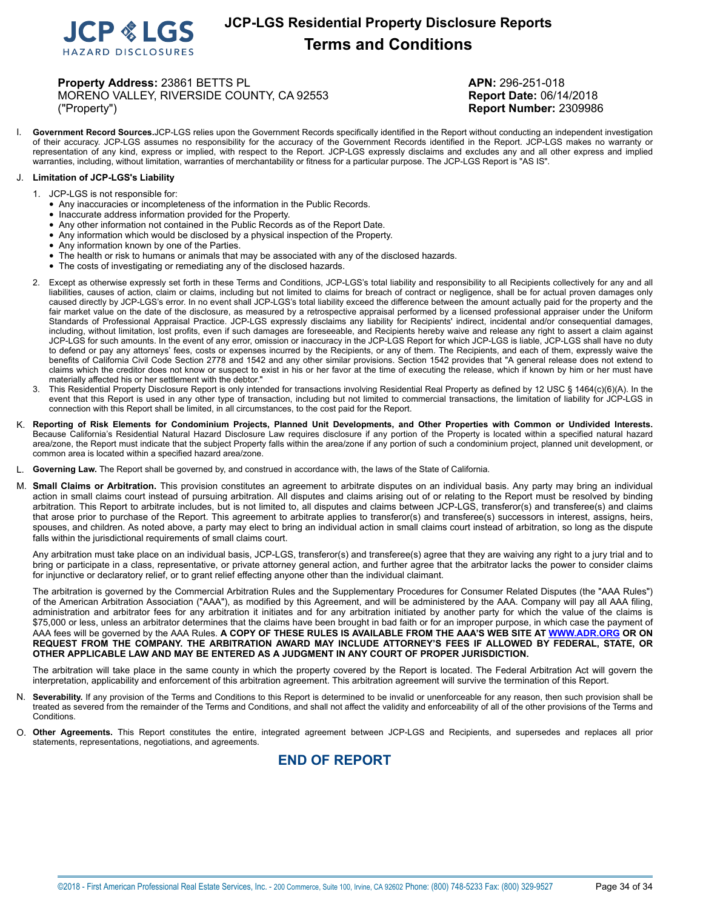# JCP-LGS Residential Property Disclosure Reports

## Terms and Conditions

**Property Address:** 23861 BETTS PL
MORENO VALLEY, RIVERSIDE COUNTY, CA 92553
("Property")

**APN:** 296-251-018
**Report Date:** 06/14/2018
**Report Number:** 2309986

I. **Government Record Sources.**JCP-LGS relies upon the Government Records specifically identified in the Report without conducting an independent investigation of their accuracy. JCP-LGS assumes no responsibility for the accuracy of the Government Records identified in the Report. JCP-LGS makes no warranty or representation of any kind, express or implied, with respect to the Report. JCP-LGS expressly disclaims and excludes any and all other express and implied warranties, including, without limitation, warranties of merchantability or fitness for a particular purpose. The JCP-LGS Report is "AS IS".

J. **Limitation of JCP-LGS's Liability**

1. JCP-LGS is not responsible for:
   - Any inaccuracies or incompleteness of the information in the Public Records.
   - Inaccurate address information provided for the Property.
   - Any other information not contained in the Public Records as of the Report Date.
   - Any information which would be disclosed by a physical inspection of the Property.
   - Any information known by one of the Parties.
   - The health or risk to humans or animals that may be associated with any of the disclosed hazards.
   - The costs of investigating or remediating any of the disclosed hazards.
2. Except as otherwise expressly set forth in these Terms and Conditions, JCP-LGS's total liability and responsibility to all Recipients collectively for any and all liabilities, causes of action, claim or claims, including but not limited to claims for breach of contract or negligence, shall be for actual proven damages only caused directly by JCP-LGS's error. In no event shall JCP-LGS's total liability exceed the difference between the amount actually paid for the property and the fair market value on the date of the disclosure, as measured by a retrospective appraisal performed by a licensed professional appraiser under the Uniform Standards of Professional Appraisal Practice. JCP-LGS expressly disclaims any liability for Recipients' indirect, incidental and/or consequential damages, including, without limitation, lost profits, even if such damages are foreseeable, and Recipients hereby waive and release any right to assert a claim against JCP-LGS for such amounts. In the event of any error, omission or inaccuracy in the JCP-LGS Report for which JCP-LGS is liable, JCP-LGS shall have no duty to defend or pay any attorneys' fees, costs or expenses incurred by the Recipients, or any of them. The Recipients, and each of them, expressly waive the benefits of California Civil Code Section 2778 and 1542 and any other similar provisions. Section 1542 provides that "A general release does not extend to claims which the creditor does not know or suspect to exist in his or her favor at the time of executing the release, which if known by him or her must have materially affected his or her settlement with the debtor."
3. This Residential Property Disclosure Report is only intended for transactions involving Residential Real Property as defined by 12 USC § 1464(c)(6)(A). In the event that this Report is used in any other type of transaction, including but not limited to commercial transactions, the limitation of liability for JCP-LGS in connection with this Report shall be limited, in all circumstances, to the cost paid for the Report.

K. **Reporting of Risk Elements for Condominium Projects, Planned Unit Developments, and Other Properties with Common or Undivided Interests.** Because California's Residential Natural Hazard Disclosure Law requires disclosure if any portion of the Property is located within a specified natural hazard area/zone, the Report must indicate that the subject Property falls within the area/zone if any portion of such a condominium project, planned unit development, or common area is located within a specified hazard area/zone.

L. **Governing Law.** The Report shall be governed by, and construed in accordance with, the laws of the State of California.

M. **Small Claims or Arbitration.** This provision constitutes an agreement to arbitrate disputes on an individual basis. Any party may bring an individual action in small claims court instead of pursuing arbitration. All disputes and claims arising out of or relating to the Report must be resolved by binding arbitration. This Report to arbitrate includes, but is not limited to, all disputes and claims between JCP-LGS, transferor(s) and transferee(s) and claims that arose prior to purchase of the Report. This agreement to arbitrate applies to transferor(s) and transferee(s) successors in interest, assigns, heirs, spouses, and children. As noted above, a party may elect to bring an individual action in small claims court instead of arbitration, so long as the dispute falls within the jurisdictional requirements of small claims court.

Any arbitration must take place on an individual basis, JCP-LGS, transferor(s) and transferee(s) agree that they are waiving any right to a jury trial and to bring or participate in a class, representative, or private attorney general action, and further agree that the arbitrator lacks the power to consider claims for injunctive or declaratory relief, or to grant relief effecting anyone other than the individual claimant.

The arbitration is governed by the Commercial Arbitration Rules and the Supplementary Procedures for Consumer Related Disputes (the "AAA Rules") of the American Arbitration Association ("AAA"), as modified by this Agreement, and will be administered by the AAA. Company will pay all AAA filing, administration and arbitrator fees for any arbitration it initiates and for any arbitration initiated by another party for which the value of the claims is $75,000 or less, unless an arbitrator determines that the claims have been brought in bad faith or for an improper purpose, in which case the payment of AAA fees will be governed by the AAA Rules. **A COPY OF THESE RULES IS AVAILABLE FROM THE AAA'S WEB SITE AT [WWW.ADR.ORG](http://www.adr.org) OR ON REQUEST FROM THE COMPANY. THE ARBITRATION AWARD MAY INCLUDE ATTORNEY'S FEES IF ALLOWED BY FEDERAL, STATE, OR OTHER APPLICABLE LAW AND MAY BE ENTERED AS A JUDGMENT IN ANY COURT OF PROPER JURISDICTION.**

The arbitration will take place in the same county in which the property covered by the Report is located. The Federal Arbitration Act will govern the interpretation, applicability and enforcement of this arbitration agreement. This arbitration agreement will survive the termination of this Report.

N. **Severability.** If any provision of the Terms and Conditions to this Report is determined to be invalid or unenforceable for any reason, then such provision shall be treated as severed from the remainder of the Terms and Conditions, and shall not affect the validity and enforceability of all of the other provisions of the Terms and Conditions.

O. **Other Agreements.** This Report constitutes the entire, integrated agreement between JCP-LGS and Recipients, and supersedes and replaces all prior statements, representations, negotiations, and agreements.

## END OF REPORT